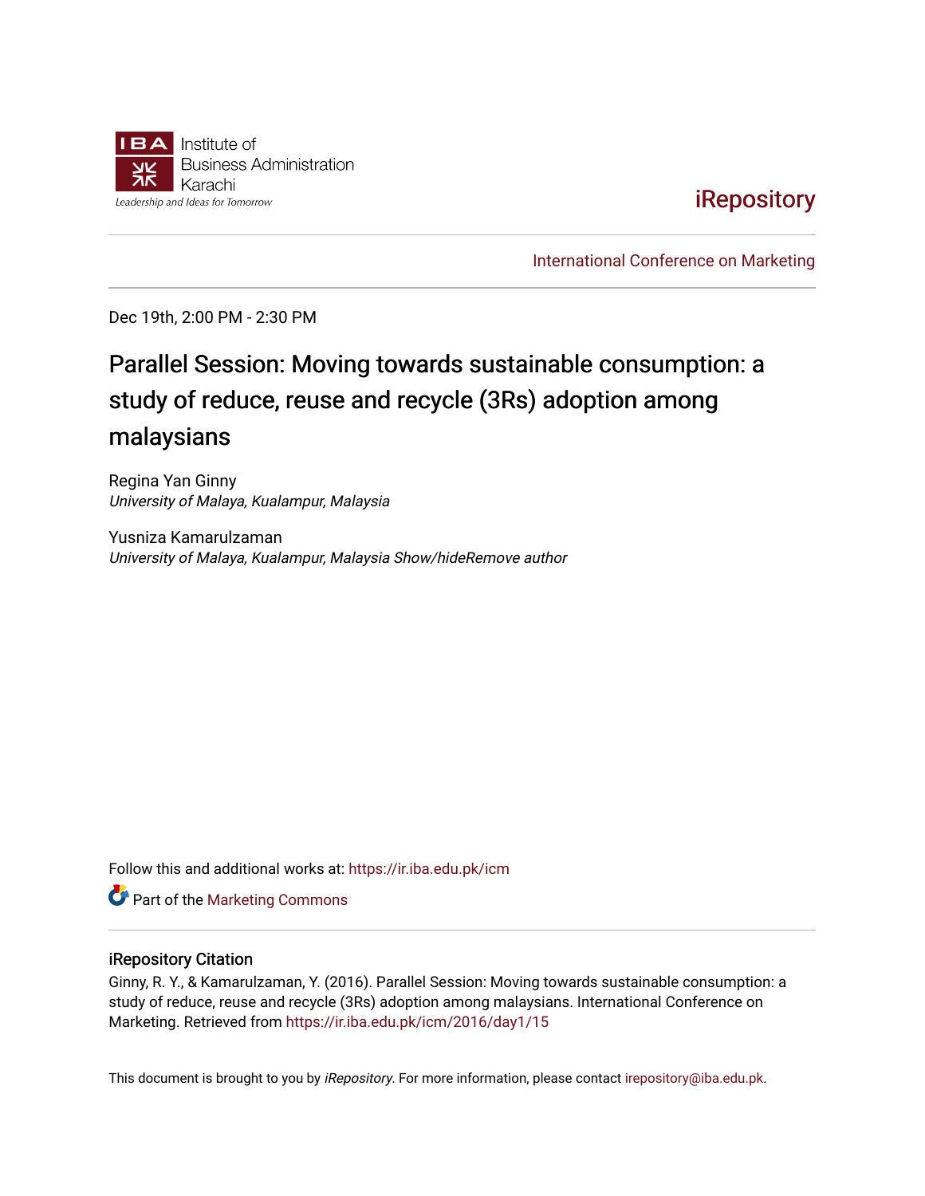Institute of Business Administration Karachi

Leadership and Ideas for Tomorrow

iRepository

International Conference on Marketing

Dec 19th, 2:00 PM - 2:30 PM

# Parallel Session: Moving towards sustainable consumption: a study of reduce, reuse and recycle (3Rs) adoption among malaysians

Regina Yan Ginny
*University of Malaya, Kualampur, Malaysia*

Yusniza Kamarulzaman
*University of Malaya, Kualampur, Malaysia Show/hideRemove author*

Follow this and additional works at: https://ir.iba.edu.pk/icm

Part of the Marketing Commons

## iRepository Citation

Ginny, R. Y., & Kamarulzaman, Y. (2016). Parallel Session: Moving towards sustainable consumption: a study of reduce, reuse and recycle (3Rs) adoption among malaysians. International Conference on Marketing. Retrieved from https://ir.iba.edu.pk/icm/2016/day1/15

This document is brought to you by *iRepository*. For more information, please contact irepository@iba.edu.pk.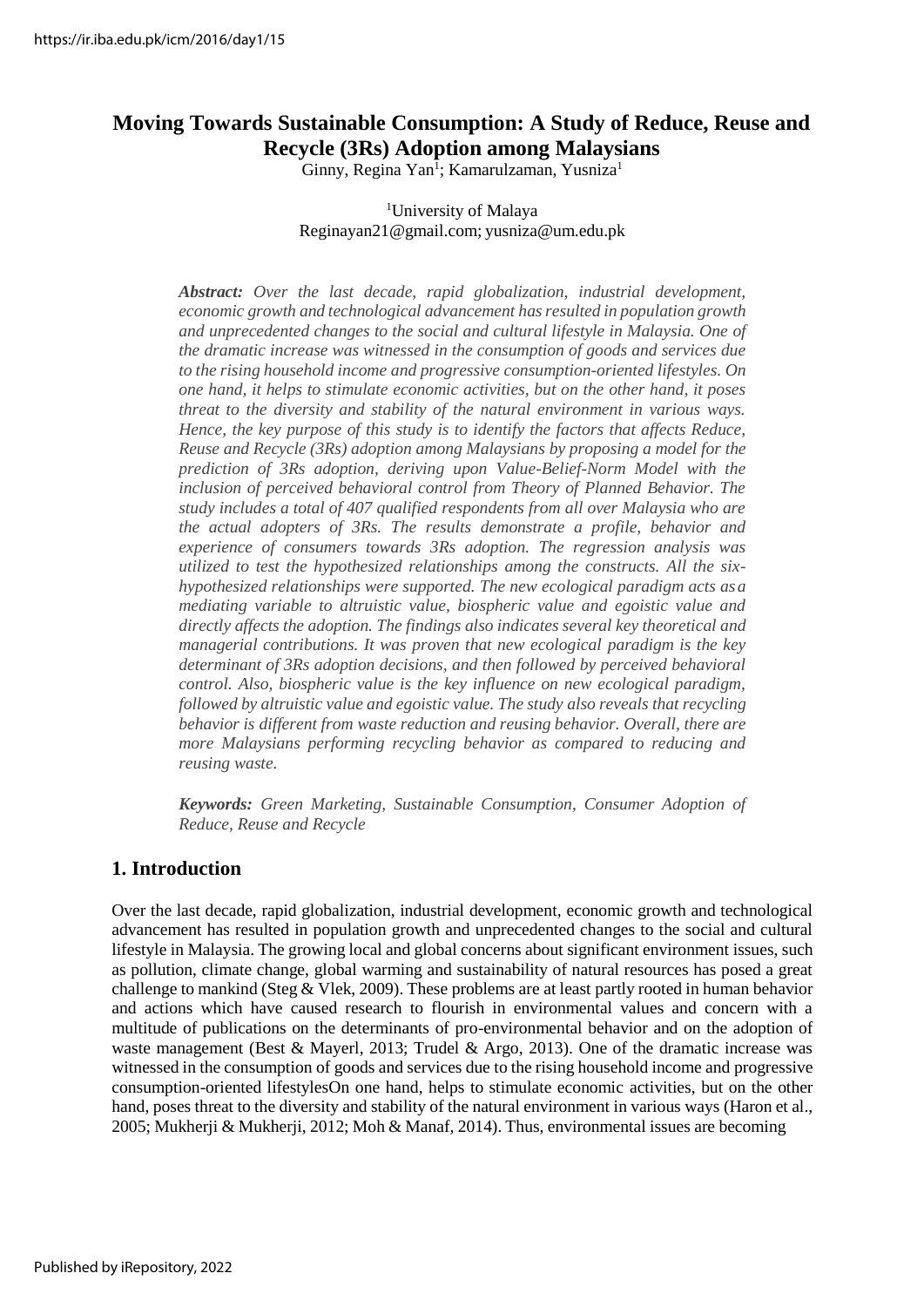# Moving Towards Sustainable Consumption: A Study of Reduce, Reuse and Recycle (3Rs) Adoption among Malaysians

Ginny, Regina Yan[1]; Kamarulzaman, Yusniza[1]

[1]University of Malaya
Reginayan21@gmail.com; yusniza@um.edu.pk

***Abstract:*** *Over the last decade, rapid globalization, industrial development, economic growth and technological advancement has resulted in population growth and unprecedented changes to the social and cultural lifestyle in Malaysia. One of the dramatic increase was witnessed in the consumption of goods and services due to the rising household income and progressive consumption-oriented lifestyles. On one hand, it helps to stimulate economic activities, but on the other hand, it poses threat to the diversity and stability of the natural environment in various ways. Hence, the key purpose of this study is to identify the factors that affects Reduce, Reuse and Recycle (3Rs) adoption among Malaysians by proposing a model for the prediction of 3Rs adoption, deriving upon Value-Belief-Norm Model with the inclusion of perceived behavioral control from Theory of Planned Behavior. The study includes a total of 407 qualified respondents from all over Malaysia who are the actual adopters of 3Rs. The results demonstrate a profile, behavior and experience of consumers towards 3Rs adoption. The regression analysis was utilized to test the hypothesized relationships among the constructs. All the six-hypothesized relationships were supported. The new ecological paradigm acts as a mediating variable to altruistic value, biospheric value and egoistic value and directly affects the adoption. The findings also indicates several key theoretical and managerial contributions. It was proven that new ecological paradigm is the key determinant of 3Rs adoption decisions, and then followed by perceived behavioral control. Also, biospheric value is the key influence on new ecological paradigm, followed by altruistic value and egoistic value. The study also reveals that recycling behavior is different from waste reduction and reusing behavior. Overall, there are more Malaysians performing recycling behavior as compared to reducing and reusing waste.*

***Keywords:*** *Green Marketing, Sustainable Consumption, Consumer Adoption of Reduce, Reuse and Recycle*

## 1. Introduction

Over the last decade, rapid globalization, industrial development, economic growth and technological advancement has resulted in population growth and unprecedented changes to the social and cultural lifestyle in Malaysia. The growing local and global concerns about significant environment issues, such as pollution, climate change, global warming and sustainability of natural resources has posed a great challenge to mankind (Steg & Vlek, 2009). These problems are at least partly rooted in human behavior and actions which have caused research to flourish in environmental values and concern with a multitude of publications on the determinants of pro-environmental behavior and on the adoption of waste management (Best & Mayerl, 2013; Trudel & Argo, 2013). One of the dramatic increase was witnessed in the consumption of goods and services due to the rising household income and progressive consumption-oriented lifestylesOn one hand, helps to stimulate economic activities, but on the other hand, poses threat to the diversity and stability of the natural environment in various ways (Haron et al., 2005; Mukherji & Mukherji, 2012; Moh & Manaf, 2014). Thus, environmental issues are becoming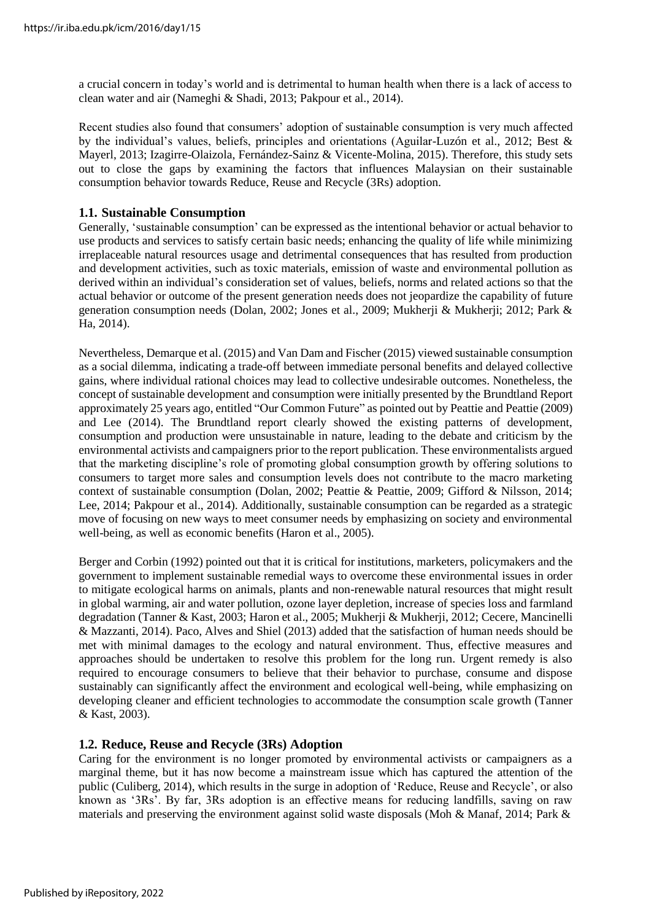a crucial concern in today's world and is detrimental to human health when there is a lack of access to clean water and air (Nameghi & Shadi, 2013; Pakpour et al., 2014).

Recent studies also found that consumers' adoption of sustainable consumption is very much affected by the individual's values, beliefs, principles and orientations (Aguilar-Luzón et al., 2012; Best & Mayerl, 2013; Izagirre-Olaizola, Fernández-Sainz & Vicente-Molina, 2015). Therefore, this study sets out to close the gaps by examining the factors that influences Malaysian on their sustainable consumption behavior towards Reduce, Reuse and Recycle (3Rs) adoption.

### 1.1. Sustainable Consumption

Generally, 'sustainable consumption' can be expressed as the intentional behavior or actual behavior to use products and services to satisfy certain basic needs; enhancing the quality of life while minimizing irreplaceable natural resources usage and detrimental consequences that has resulted from production and development activities, such as toxic materials, emission of waste and environmental pollution as derived within an individual's consideration set of values, beliefs, norms and related actions so that the actual behavior or outcome of the present generation needs does not jeopardize the capability of future generation consumption needs (Dolan, 2002; Jones et al., 2009; Mukherji & Mukherji; 2012; Park & Ha, 2014).

Nevertheless, Demarque et al. (2015) and Van Dam and Fischer (2015) viewed sustainable consumption as a social dilemma, indicating a trade-off between immediate personal benefits and delayed collective gains, where individual rational choices may lead to collective undesirable outcomes. Nonetheless, the concept of sustainable development and consumption were initially presented by the Brundtland Report approximately 25 years ago, entitled "Our Common Future" as pointed out by Peattie and Peattie (2009) and Lee (2014). The Brundtland report clearly showed the existing patterns of development, consumption and production were unsustainable in nature, leading to the debate and criticism by the environmental activists and campaigners prior to the report publication. These environmentalists argued that the marketing discipline's role of promoting global consumption growth by offering solutions to consumers to target more sales and consumption levels does not contribute to the macro marketing context of sustainable consumption (Dolan, 2002; Peattie & Peattie, 2009; Gifford & Nilsson, 2014; Lee, 2014; Pakpour et al., 2014). Additionally, sustainable consumption can be regarded as a strategic move of focusing on new ways to meet consumer needs by emphasizing on society and environmental well-being, as well as economic benefits (Haron et al., 2005).

Berger and Corbin (1992) pointed out that it is critical for institutions, marketers, policymakers and the government to implement sustainable remedial ways to overcome these environmental issues in order to mitigate ecological harms on animals, plants and non-renewable natural resources that might result in global warming, air and water pollution, ozone layer depletion, increase of species loss and farmland degradation (Tanner & Kast, 2003; Haron et al., 2005; Mukherji & Mukherji, 2012; Cecere, Mancinelli & Mazzanti, 2014). Paco, Alves and Shiel (2013) added that the satisfaction of human needs should be met with minimal damages to the ecology and natural environment. Thus, effective measures and approaches should be undertaken to resolve this problem for the long run. Urgent remedy is also required to encourage consumers to believe that their behavior to purchase, consume and dispose sustainably can significantly affect the environment and ecological well-being, while emphasizing on developing cleaner and efficient technologies to accommodate the consumption scale growth (Tanner & Kast, 2003).

### 1.2. Reduce, Reuse and Recycle (3Rs) Adoption

Caring for the environment is no longer promoted by environmental activists or campaigners as a marginal theme, but it has now become a mainstream issue which has captured the attention of the public (Culiberg, 2014), which results in the surge in adoption of 'Reduce, Reuse and Recycle', or also known as '3Rs'. By far, 3Rs adoption is an effective means for reducing landfills, saving on raw materials and preserving the environment against solid waste disposals (Moh & Manaf, 2014; Park &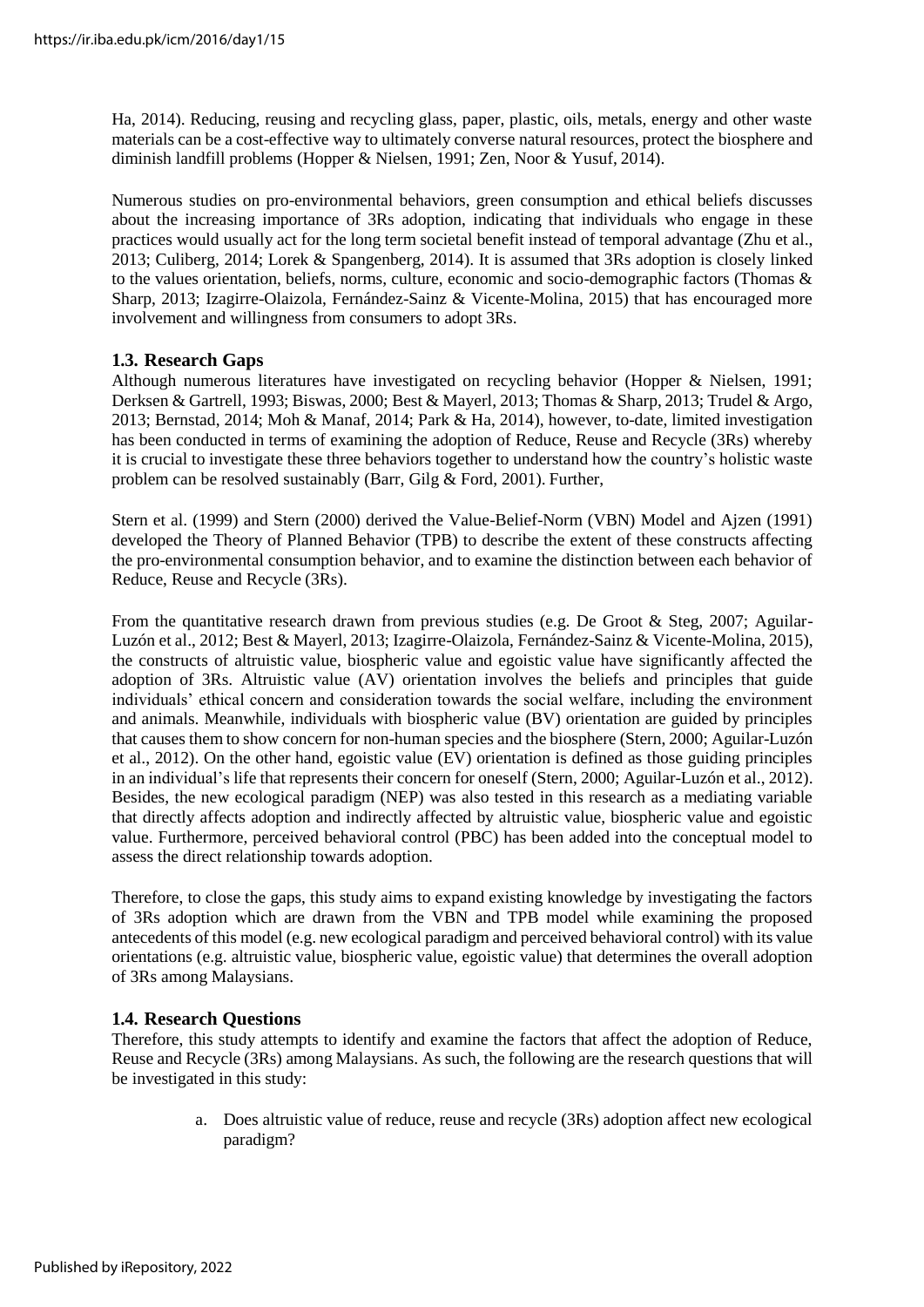Ha, 2014). Reducing, reusing and recycling glass, paper, plastic, oils, metals, energy and other waste materials can be a cost-effective way to ultimately converse natural resources, protect the biosphere and diminish landfill problems (Hopper & Nielsen, 1991; Zen, Noor & Yusuf, 2014).

Numerous studies on pro-environmental behaviors, green consumption and ethical beliefs discusses about the increasing importance of 3Rs adoption, indicating that individuals who engage in these practices would usually act for the long term societal benefit instead of temporal advantage (Zhu et al., 2013; Culiberg, 2014; Lorek & Spangenberg, 2014). It is assumed that 3Rs adoption is closely linked to the values orientation, beliefs, norms, culture, economic and socio-demographic factors (Thomas & Sharp, 2013; Izagirre-Olaizola, Fernández-Sainz & Vicente-Molina, 2015) that has encouraged more involvement and willingness from consumers to adopt 3Rs.

### 1.3. Research Gaps

Although numerous literatures have investigated on recycling behavior (Hopper & Nielsen, 1991; Derksen & Gartrell, 1993; Biswas, 2000; Best & Mayerl, 2013; Thomas & Sharp, 2013; Trudel & Argo, 2013; Bernstad, 2014; Moh & Manaf, 2014; Park & Ha, 2014), however, to-date, limited investigation has been conducted in terms of examining the adoption of Reduce, Reuse and Recycle (3Rs) whereby it is crucial to investigate these three behaviors together to understand how the country's holistic waste problem can be resolved sustainably (Barr, Gilg & Ford, 2001). Further,

Stern et al. (1999) and Stern (2000) derived the Value-Belief-Norm (VBN) Model and Ajzen (1991) developed the Theory of Planned Behavior (TPB) to describe the extent of these constructs affecting the pro-environmental consumption behavior, and to examine the distinction between each behavior of Reduce, Reuse and Recycle (3Rs).

From the quantitative research drawn from previous studies (e.g. De Groot & Steg, 2007; Aguilar-Luzón et al., 2012; Best & Mayerl, 2013; Izagirre-Olaizola, Fernández-Sainz & Vicente-Molina, 2015), the constructs of altruistic value, biospheric value and egoistic value have significantly affected the adoption of 3Rs. Altruistic value (AV) orientation involves the beliefs and principles that guide individuals' ethical concern and consideration towards the social welfare, including the environment and animals. Meanwhile, individuals with biospheric value (BV) orientation are guided by principles that causes them to show concern for non-human species and the biosphere (Stern, 2000; Aguilar-Luzón et al., 2012). On the other hand, egoistic value (EV) orientation is defined as those guiding principles in an individual's life that represents their concern for oneself (Stern, 2000; Aguilar-Luzón et al., 2012). Besides, the new ecological paradigm (NEP) was also tested in this research as a mediating variable that directly affects adoption and indirectly affected by altruistic value, biospheric value and egoistic value. Furthermore, perceived behavioral control (PBC) has been added into the conceptual model to assess the direct relationship towards adoption.

Therefore, to close the gaps, this study aims to expand existing knowledge by investigating the factors of 3Rs adoption which are drawn from the VBN and TPB model while examining the proposed antecedents of this model (e.g. new ecological paradigm and perceived behavioral control) with its value orientations (e.g. altruistic value, biospheric value, egoistic value) that determines the overall adoption of 3Rs among Malaysians.

### 1.4. Research Questions

Therefore, this study attempts to identify and examine the factors that affect the adoption of Reduce, Reuse and Recycle (3Rs) among Malaysians. As such, the following are the research questions that will be investigated in this study:

a. Does altruistic value of reduce, reuse and recycle (3Rs) adoption affect new ecological paradigm?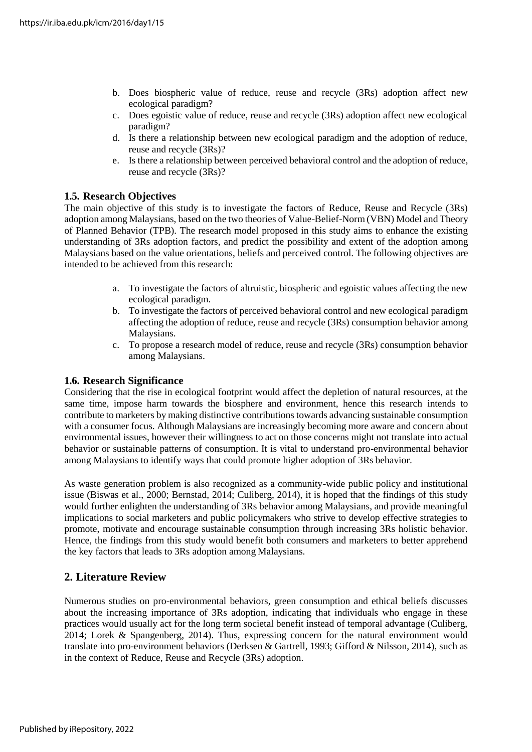b. Does biospheric value of reduce, reuse and recycle (3Rs) adoption affect new ecological paradigm?
c. Does egoistic value of reduce, reuse and recycle (3Rs) adoption affect new ecological paradigm?
d. Is there a relationship between new ecological paradigm and the adoption of reduce, reuse and recycle (3Rs)?
e. Is there a relationship between perceived behavioral control and the adoption of reduce, reuse and recycle (3Rs)?

### 1.5. Research Objectives

The main objective of this study is to investigate the factors of Reduce, Reuse and Recycle (3Rs) adoption among Malaysians, based on the two theories of Value-Belief-Norm (VBN) Model and Theory of Planned Behavior (TPB). The research model proposed in this study aims to enhance the existing understanding of 3Rs adoption factors, and predict the possibility and extent of the adoption among Malaysians based on the value orientations, beliefs and perceived control. The following objectives are intended to be achieved from this research:

a. To investigate the factors of altruistic, biospheric and egoistic values affecting the new ecological paradigm.
b. To investigate the factors of perceived behavioral control and new ecological paradigm affecting the adoption of reduce, reuse and recycle (3Rs) consumption behavior among Malaysians.
c. To propose a research model of reduce, reuse and recycle (3Rs) consumption behavior among Malaysians.

### 1.6. Research Significance

Considering that the rise in ecological footprint would affect the depletion of natural resources, at the same time, impose harm towards the biosphere and environment, hence this research intends to contribute to marketers by making distinctive contributions towards advancing sustainable consumption with a consumer focus. Although Malaysians are increasingly becoming more aware and concern about environmental issues, however their willingness to act on those concerns might not translate into actual behavior or sustainable patterns of consumption. It is vital to understand pro-environmental behavior among Malaysians to identify ways that could promote higher adoption of 3Rs behavior.

As waste generation problem is also recognized as a community-wide public policy and institutional issue (Biswas et al., 2000; Bernstad, 2014; Culiberg, 2014), it is hoped that the findings of this study would further enlighten the understanding of 3Rs behavior among Malaysians, and provide meaningful implications to social marketers and public policymakers who strive to develop effective strategies to promote, motivate and encourage sustainable consumption through increasing 3Rs holistic behavior. Hence, the findings from this study would benefit both consumers and marketers to better apprehend the key factors that leads to 3Rs adoption among Malaysians.

## 2. Literature Review

Numerous studies on pro-environmental behaviors, green consumption and ethical beliefs discusses about the increasing importance of 3Rs adoption, indicating that individuals who engage in these practices would usually act for the long term societal benefit instead of temporal advantage (Culiberg, 2014; Lorek & Spangenberg, 2014). Thus, expressing concern for the natural environment would translate into pro-environment behaviors (Derksen & Gartrell, 1993; Gifford & Nilsson, 2014), such as in the context of Reduce, Reuse and Recycle (3Rs) adoption.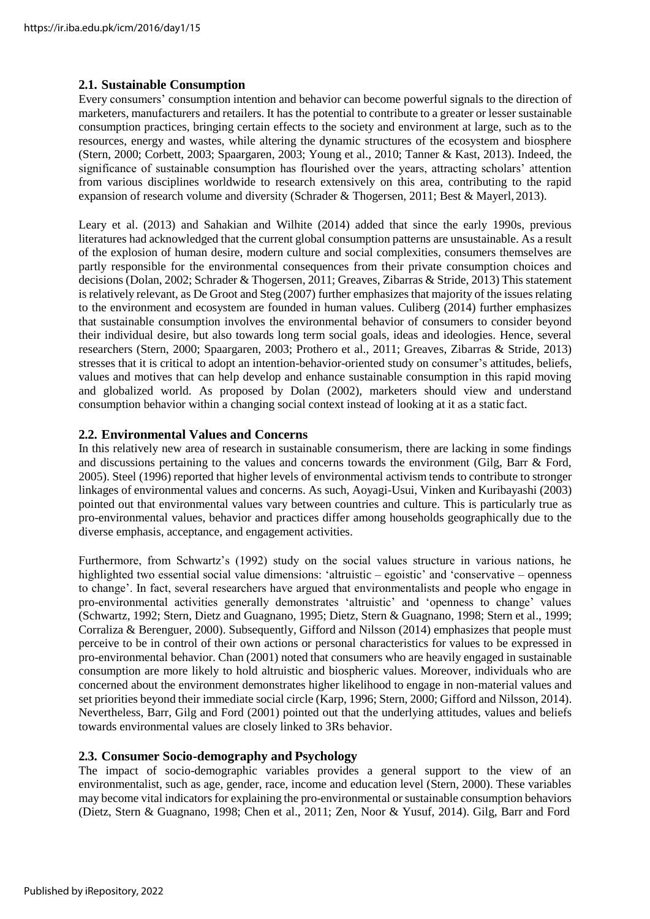## 2.1. Sustainable Consumption

Every consumers' consumption intention and behavior can become powerful signals to the direction of marketers, manufacturers and retailers. It has the potential to contribute to a greater or lesser sustainable consumption practices, bringing certain effects to the society and environment at large, such as to the resources, energy and wastes, while altering the dynamic structures of the ecosystem and biosphere (Stern, 2000; Corbett, 2003; Spaargaren, 2003; Young et al., 2010; Tanner & Kast, 2013). Indeed, the significance of sustainable consumption has flourished over the years, attracting scholars' attention from various disciplines worldwide to research extensively on this area, contributing to the rapid expansion of research volume and diversity (Schrader & Thogersen, 2011; Best & Mayerl, 2013).

Leary et al. (2013) and Sahakian and Wilhite (2014) added that since the early 1990s, previous literatures had acknowledged that the current global consumption patterns are unsustainable. As a result of the explosion of human desire, modern culture and social complexities, consumers themselves are partly responsible for the environmental consequences from their private consumption choices and decisions (Dolan, 2002; Schrader & Thogersen, 2011; Greaves, Zibarras & Stride, 2013) This statement is relatively relevant, as De Groot and Steg (2007) further emphasizes that majority of the issues relating to the environment and ecosystem are founded in human values. Culiberg (2014) further emphasizes that sustainable consumption involves the environmental behavior of consumers to consider beyond their individual desire, but also towards long term social goals, ideas and ideologies. Hence, several researchers (Stern, 2000; Spaargaren, 2003; Prothero et al., 2011; Greaves, Zibarras & Stride, 2013) stresses that it is critical to adopt an intention-behavior-oriented study on consumer's attitudes, beliefs, values and motives that can help develop and enhance sustainable consumption in this rapid moving and globalized world. As proposed by Dolan (2002), marketers should view and understand consumption behavior within a changing social context instead of looking at it as a static fact.

## 2.2. Environmental Values and Concerns

In this relatively new area of research in sustainable consumerism, there are lacking in some findings and discussions pertaining to the values and concerns towards the environment (Gilg, Barr & Ford, 2005). Steel (1996) reported that higher levels of environmental activism tends to contribute to stronger linkages of environmental values and concerns. As such, Aoyagi-Usui, Vinken and Kuribayashi (2003) pointed out that environmental values vary between countries and culture. This is particularly true as pro-environmental values, behavior and practices differ among households geographically due to the diverse emphasis, acceptance, and engagement activities.

Furthermore, from Schwartz's (1992) study on the social values structure in various nations, he highlighted two essential social value dimensions: 'altruistic – egoistic' and 'conservative – openness to change'. In fact, several researchers have argued that environmentalists and people who engage in pro-environmental activities generally demonstrates 'altruistic' and 'openness to change' values (Schwartz, 1992; Stern, Dietz and Guagnano, 1995; Dietz, Stern & Guagnano, 1998; Stern et al., 1999; Corraliza & Berenguer, 2000). Subsequently, Gifford and Nilsson (2014) emphasizes that people must perceive to be in control of their own actions or personal characteristics for values to be expressed in pro-environmental behavior. Chan (2001) noted that consumers who are heavily engaged in sustainable consumption are more likely to hold altruistic and biospheric values. Moreover, individuals who are concerned about the environment demonstrates higher likelihood to engage in non-material values and set priorities beyond their immediate social circle (Karp, 1996; Stern, 2000; Gifford and Nilsson, 2014). Nevertheless, Barr, Gilg and Ford (2001) pointed out that the underlying attitudes, values and beliefs towards environmental values are closely linked to 3Rs behavior.

## 2.3. Consumer Socio-demography and Psychology

The impact of socio-demographic variables provides a general support to the view of an environmentalist, such as age, gender, race, income and education level (Stern, 2000). These variables may become vital indicators for explaining the pro-environmental or sustainable consumption behaviors (Dietz, Stern & Guagnano, 1998; Chen et al., 2011; Zen, Noor & Yusuf, 2014). Gilg, Barr and Ford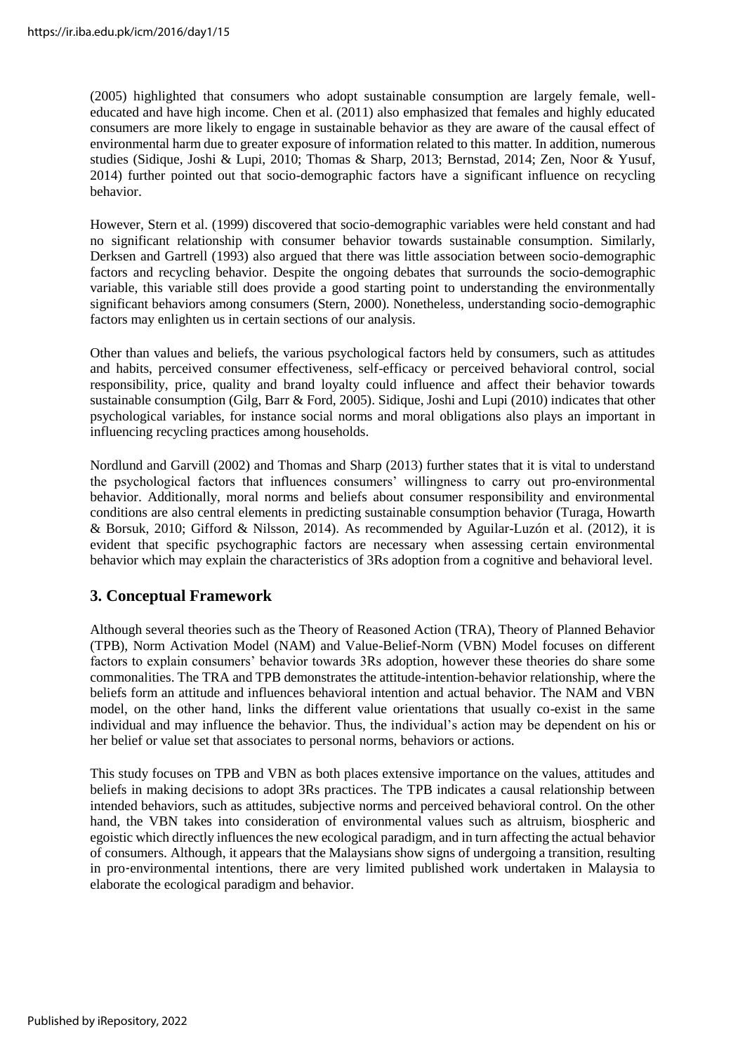(2005) highlighted that consumers who adopt sustainable consumption are largely female, well-educated and have high income. Chen et al. (2011) also emphasized that females and highly educated consumers are more likely to engage in sustainable behavior as they are aware of the causal effect of environmental harm due to greater exposure of information related to this matter. In addition, numerous studies (Sidique, Joshi & Lupi, 2010; Thomas & Sharp, 2013; Bernstad, 2014; Zen, Noor & Yusuf, 2014) further pointed out that socio-demographic factors have a significant influence on recycling behavior.

However, Stern et al. (1999) discovered that socio-demographic variables were held constant and had no significant relationship with consumer behavior towards sustainable consumption. Similarly, Derksen and Gartrell (1993) also argued that there was little association between socio-demographic factors and recycling behavior. Despite the ongoing debates that surrounds the socio-demographic variable, this variable still does provide a good starting point to understanding the environmentally significant behaviors among consumers (Stern, 2000). Nonetheless, understanding socio-demographic factors may enlighten us in certain sections of our analysis.

Other than values and beliefs, the various psychological factors held by consumers, such as attitudes and habits, perceived consumer effectiveness, self-efficacy or perceived behavioral control, social responsibility, price, quality and brand loyalty could influence and affect their behavior towards sustainable consumption (Gilg, Barr & Ford, 2005). Sidique, Joshi and Lupi (2010) indicates that other psychological variables, for instance social norms and moral obligations also plays an important in influencing recycling practices among households.

Nordlund and Garvill (2002) and Thomas and Sharp (2013) further states that it is vital to understand the psychological factors that influences consumers' willingness to carry out pro-environmental behavior. Additionally, moral norms and beliefs about consumer responsibility and environmental conditions are also central elements in predicting sustainable consumption behavior (Turaga, Howarth & Borsuk, 2010; Gifford & Nilsson, 2014). As recommended by Aguilar-Luzón et al. (2012), it is evident that specific psychographic factors are necessary when assessing certain environmental behavior which may explain the characteristics of 3Rs adoption from a cognitive and behavioral level.

## 3. Conceptual Framework

Although several theories such as the Theory of Reasoned Action (TRA), Theory of Planned Behavior (TPB), Norm Activation Model (NAM) and Value-Belief-Norm (VBN) Model focuses on different factors to explain consumers' behavior towards 3Rs adoption, however these theories do share some commonalities. The TRA and TPB demonstrates the attitude-intention-behavior relationship, where the beliefs form an attitude and influences behavioral intention and actual behavior. The NAM and VBN model, on the other hand, links the different value orientations that usually co-exist in the same individual and may influence the behavior. Thus, the individual's action may be dependent on his or her belief or value set that associates to personal norms, behaviors or actions.

This study focuses on TPB and VBN as both places extensive importance on the values, attitudes and beliefs in making decisions to adopt 3Rs practices. The TPB indicates a causal relationship between intended behaviors, such as attitudes, subjective norms and perceived behavioral control. On the other hand, the VBN takes into consideration of environmental values such as altruism, biospheric and egoistic which directly influences the new ecological paradigm, and in turn affecting the actual behavior of consumers. Although, it appears that the Malaysians show signs of undergoing a transition, resulting in pro-environmental intentions, there are very limited published work undertaken in Malaysia to elaborate the ecological paradigm and behavior.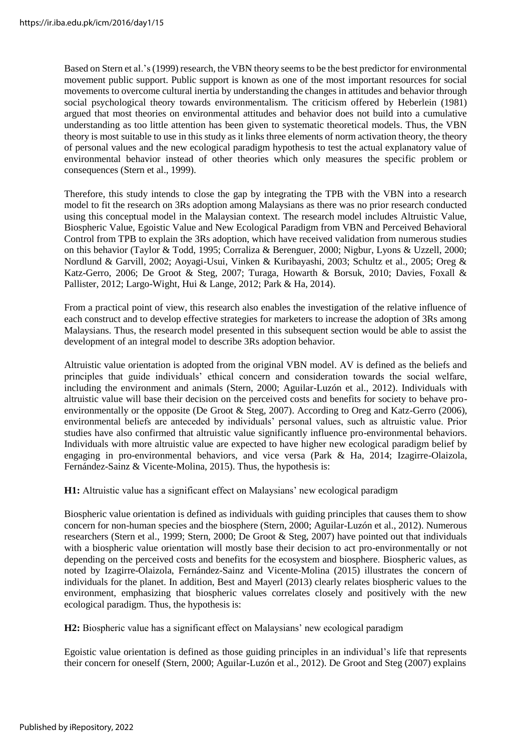Based on Stern et al.'s (1999) research, the VBN theory seems to be the best predictor for environmental movement public support. Public support is known as one of the most important resources for social movements to overcome cultural inertia by understanding the changes in attitudes and behavior through social psychological theory towards environmentalism. The criticism offered by Heberlein (1981) argued that most theories on environmental attitudes and behavior does not build into a cumulative understanding as too little attention has been given to systematic theoretical models. Thus, the VBN theory is most suitable to use in this study as it links three elements of norm activation theory, the theory of personal values and the new ecological paradigm hypothesis to test the actual explanatory value of environmental behavior instead of other theories which only measures the specific problem or consequences (Stern et al., 1999).

Therefore, this study intends to close the gap by integrating the TPB with the VBN into a research model to fit the research on 3Rs adoption among Malaysians as there was no prior research conducted using this conceptual model in the Malaysian context. The research model includes Altruistic Value, Biospheric Value, Egoistic Value and New Ecological Paradigm from VBN and Perceived Behavioral Control from TPB to explain the 3Rs adoption, which have received validation from numerous studies on this behavior (Taylor & Todd, 1995; Corraliza & Berenguer, 2000; Nigbur, Lyons & Uzzell, 2000; Nordlund & Garvill, 2002; Aoyagi-Usui, Vinken & Kuribayashi, 2003; Schultz et al., 2005; Oreg & Katz-Gerro, 2006; De Groot & Steg, 2007; Turaga, Howarth & Borsuk, 2010; Davies, Foxall & Pallister, 2012; Largo-Wight, Hui & Lange, 2012; Park & Ha, 2014).

From a practical point of view, this research also enables the investigation of the relative influence of each construct and to develop effective strategies for marketers to increase the adoption of 3Rs among Malaysians. Thus, the research model presented in this subsequent section would be able to assist the development of an integral model to describe 3Rs adoption behavior.

Altruistic value orientation is adopted from the original VBN model. AV is defined as the beliefs and principles that guide individuals' ethical concern and consideration towards the social welfare, including the environment and animals (Stern, 2000; Aguilar-Luzón et al., 2012). Individuals with altruistic value will base their decision on the perceived costs and benefits for society to behave pro-environmentally or the opposite (De Groot & Steg, 2007). According to Oreg and Katz-Gerro (2006), environmental beliefs are anteceded by individuals' personal values, such as altruistic value. Prior studies have also confirmed that altruistic value significantly influence pro-environmental behaviors. Individuals with more altruistic value are expected to have higher new ecological paradigm belief by engaging in pro-environmental behaviors, and vice versa (Park & Ha, 2014; Izagirre-Olaizola, Fernández-Sainz & Vicente-Molina, 2015). Thus, the hypothesis is:

**H1:** Altruistic value has a significant effect on Malaysians' new ecological paradigm

Biospheric value orientation is defined as individuals with guiding principles that causes them to show concern for non-human species and the biosphere (Stern, 2000; Aguilar-Luzón et al., 2012). Numerous researchers (Stern et al., 1999; Stern, 2000; De Groot & Steg, 2007) have pointed out that individuals with a biospheric value orientation will mostly base their decision to act pro-environmentally or not depending on the perceived costs and benefits for the ecosystem and biosphere. Biospheric values, as noted by Izagirre-Olaizola, Fernández-Sainz and Vicente-Molina (2015) illustrates the concern of individuals for the planet. In addition, Best and Mayerl (2013) clearly relates biospheric values to the environment, emphasizing that biospheric values correlates closely and positively with the new ecological paradigm. Thus, the hypothesis is:

**H2:** Biospheric value has a significant effect on Malaysians' new ecological paradigm

Egoistic value orientation is defined as those guiding principles in an individual's life that represents their concern for oneself (Stern, 2000; Aguilar-Luzón et al., 2012). De Groot and Steg (2007) explains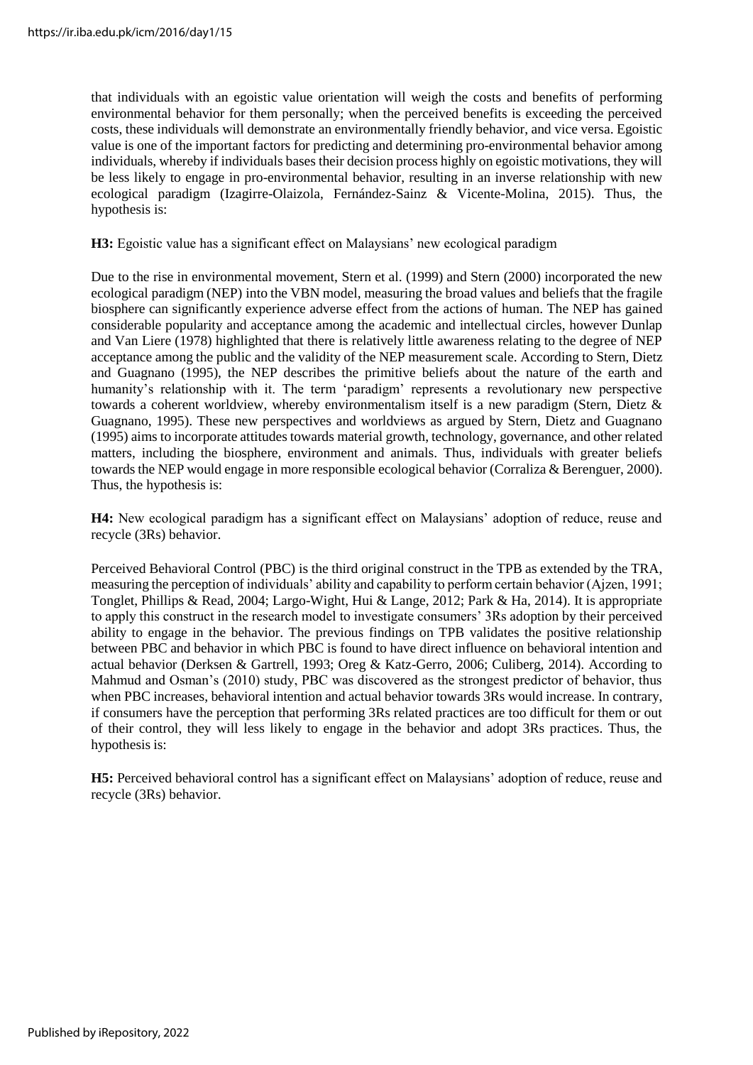that individuals with an egoistic value orientation will weigh the costs and benefits of performing environmental behavior for them personally; when the perceived benefits is exceeding the perceived costs, these individuals will demonstrate an environmentally friendly behavior, and vice versa. Egoistic value is one of the important factors for predicting and determining pro-environmental behavior among individuals, whereby if individuals bases their decision process highly on egoistic motivations, they will be less likely to engage in pro-environmental behavior, resulting in an inverse relationship with new ecological paradigm (Izagirre-Olaizola, Fernández-Sainz & Vicente-Molina, 2015). Thus, the hypothesis is:

**H3:** Egoistic value has a significant effect on Malaysians' new ecological paradigm

Due to the rise in environmental movement, Stern et al. (1999) and Stern (2000) incorporated the new ecological paradigm (NEP) into the VBN model, measuring the broad values and beliefs that the fragile biosphere can significantly experience adverse effect from the actions of human. The NEP has gained considerable popularity and acceptance among the academic and intellectual circles, however Dunlap and Van Liere (1978) highlighted that there is relatively little awareness relating to the degree of NEP acceptance among the public and the validity of the NEP measurement scale. According to Stern, Dietz and Guagnano (1995), the NEP describes the primitive beliefs about the nature of the earth and humanity's relationship with it. The term 'paradigm' represents a revolutionary new perspective towards a coherent worldview, whereby environmentalism itself is a new paradigm (Stern, Dietz & Guagnano, 1995). These new perspectives and worldviews as argued by Stern, Dietz and Guagnano (1995) aims to incorporate attitudes towards material growth, technology, governance, and other related matters, including the biosphere, environment and animals. Thus, individuals with greater beliefs towards the NEP would engage in more responsible ecological behavior (Corraliza & Berenguer, 2000). Thus, the hypothesis is:

**H4:** New ecological paradigm has a significant effect on Malaysians' adoption of reduce, reuse and recycle (3Rs) behavior.

Perceived Behavioral Control (PBC) is the third original construct in the TPB as extended by the TRA, measuring the perception of individuals' ability and capability to perform certain behavior (Ajzen, 1991; Tonglet, Phillips & Read, 2004; Largo-Wight, Hui & Lange, 2012; Park & Ha, 2014). It is appropriate to apply this construct in the research model to investigate consumers' 3Rs adoption by their perceived ability to engage in the behavior. The previous findings on TPB validates the positive relationship between PBC and behavior in which PBC is found to have direct influence on behavioral intention and actual behavior (Derksen & Gartrell, 1993; Oreg & Katz-Gerro, 2006; Culiberg, 2014). According to Mahmud and Osman's (2010) study, PBC was discovered as the strongest predictor of behavior, thus when PBC increases, behavioral intention and actual behavior towards 3Rs would increase. In contrary, if consumers have the perception that performing 3Rs related practices are too difficult for them or out of their control, they will less likely to engage in the behavior and adopt 3Rs practices. Thus, the hypothesis is:

**H5:** Perceived behavioral control has a significant effect on Malaysians' adoption of reduce, reuse and recycle (3Rs) behavior.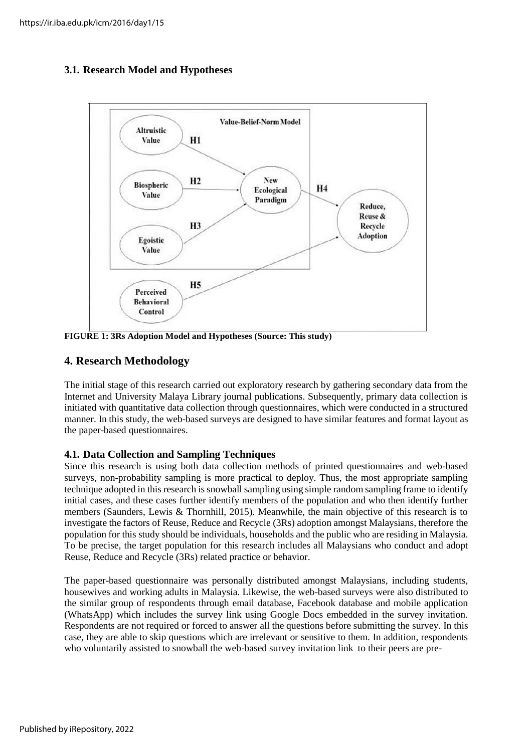### 3.1. Research Model and Hypotheses

**FIGURE 1: 3Rs Adoption Model and Hypotheses (Source: This study)**

## 4. Research Methodology

The initial stage of this research carried out exploratory research by gathering secondary data from the Internet and University Malaya Library journal publications. Subsequently, primary data collection is initiated with quantitative data collection through questionnaires, which were conducted in a structured manner. In this study, the web-based surveys are designed to have similar features and format layout as the paper-based questionnaires.

### 4.1. Data Collection and Sampling Techniques

Since this research is using both data collection methods of printed questionnaires and web-based surveys, non-probability sampling is more practical to deploy. Thus, the most appropriate sampling technique adopted in this research is snowball sampling using simple random sampling frame to identify initial cases, and these cases further identify members of the population and who then identify further members (Saunders, Lewis & Thornhill, 2015). Meanwhile, the main objective of this research is to investigate the factors of Reuse, Reduce and Recycle (3Rs) adoption amongst Malaysians, therefore the population for this study should be individuals, households and the public who are residing in Malaysia. To be precise, the target population for this research includes all Malaysians who conduct and adopt Reuse, Reduce and Recycle (3Rs) related practice or behavior.

The paper-based questionnaire was personally distributed amongst Malaysians, including students, housewives and working adults in Malaysia. Likewise, the web-based surveys were also distributed to the similar group of respondents through email database, Facebook database and mobile application (WhatsApp) which includes the survey link using Google Docs embedded in the survey invitation. Respondents are not required or forced to answer all the questions before submitting the survey. In this case, they are able to skip questions which are irrelevant or sensitive to them. In addition, respondents who voluntarily assisted to snowball the web-based survey invitation link to their peers are pre-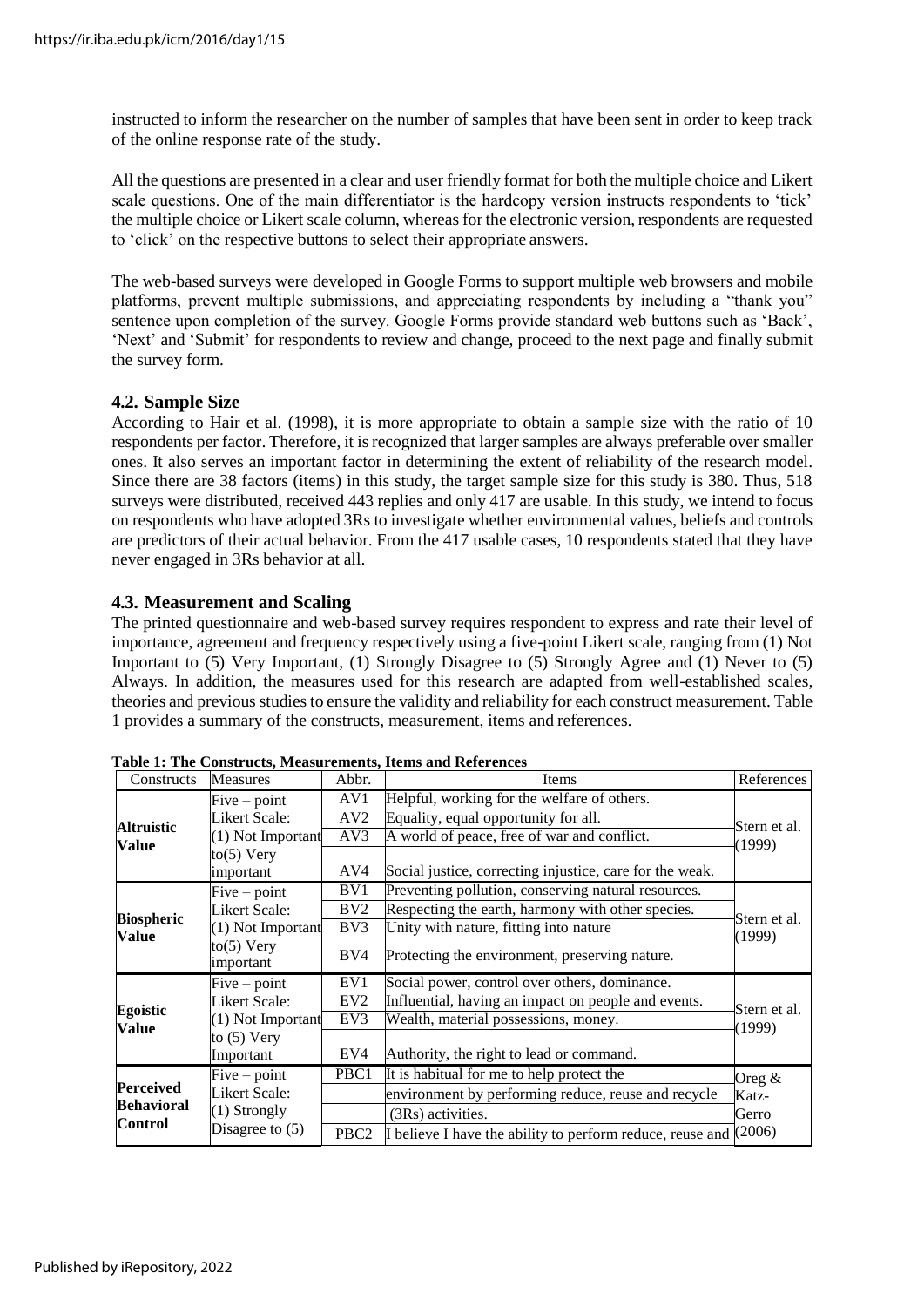instructed to inform the researcher on the number of samples that have been sent in order to keep track of the online response rate of the study.

All the questions are presented in a clear and user friendly format for both the multiple choice and Likert scale questions. One of the main differentiator is the hardcopy version instructs respondents to 'tick' the multiple choice or Likert scale column, whereas for the electronic version, respondents are requested to 'click' on the respective buttons to select their appropriate answers.

The web-based surveys were developed in Google Forms to support multiple web browsers and mobile platforms, prevent multiple submissions, and appreciating respondents by including a "thank you" sentence upon completion of the survey. Google Forms provide standard web buttons such as 'Back', 'Next' and 'Submit' for respondents to review and change, proceed to the next page and finally submit the survey form.

### 4.2. Sample Size

According to Hair et al. (1998), it is more appropriate to obtain a sample size with the ratio of 10 respondents per factor. Therefore, it is recognized that larger samples are always preferable over smaller ones. It also serves an important factor in determining the extent of reliability of the research model. Since there are 38 factors (items) in this study, the target sample size for this study is 380. Thus, 518 surveys were distributed, received 443 replies and only 417 are usable. In this study, we intend to focus on respondents who have adopted 3Rs to investigate whether environmental values, beliefs and controls are predictors of their actual behavior. From the 417 usable cases, 10 respondents stated that they have never engaged in 3Rs behavior at all.

### 4.3. Measurement and Scaling

The printed questionnaire and web-based survey requires respondent to express and rate their level of importance, agreement and frequency respectively using a five-point Likert scale, ranging from (1) Not Important to (5) Very Important, (1) Strongly Disagree to (5) Strongly Agree and (1) Never to (5) Always. In addition, the measures used for this research are adapted from well-established scales, theories and previous studies to ensure the validity and reliability for each construct measurement. Table 1 provides a summary of the constructs, measurement, items and references.

**Table 1: The Constructs, Measurements, Items and References**

| Constructs | Measures | Abbr. | Items | References |
|---|---|---|---|---|
| **Altruistic Value** | Five – point Likert Scale: (1) Not Important to(5) Very important | AV1 | Helpful, working for the welfare of others. | Stern et al. (1999) |
| | | AV2 | Equality, equal opportunity for all. | |
| | | AV3 | A world of peace, free of war and conflict. | |
| | | AV4 | Social justice, correcting injustice, care for the weak. | |
| **Biospheric Value** | Five – point Likert Scale: (1) Not Important to(5) Very important | BV1 | Preventing pollution, conserving natural resources. | Stern et al. (1999) |
| | | BV2 | Respecting the earth, harmony with other species. | |
| | | BV3 | Unity with nature, fitting into nature | |
| | | BV4 | Protecting the environment, preserving nature. | |
| **Egoistic Value** | Five – point Likert Scale: (1) Not Important to (5) Very Important | EV1 | Social power, control over others, dominance. | Stern et al. (1999) |
| | | EV2 | Influential, having an impact on people and events. | |
| | | EV3 | Wealth, material possessions, money. | |
| | | EV4 | Authority, the right to lead or command. | |
| **Perceived Behavioral Control** | Five – point Likert Scale: (1) Strongly Disagree to (5) | PBC1 | It is habitual for me to help protect the environment by performing reduce, reuse and recycle (3Rs) activities. | Oreg & Katz-Gerro (2006) |
| | | PBC2 | I believe I have the ability to perform reduce, reuse and | |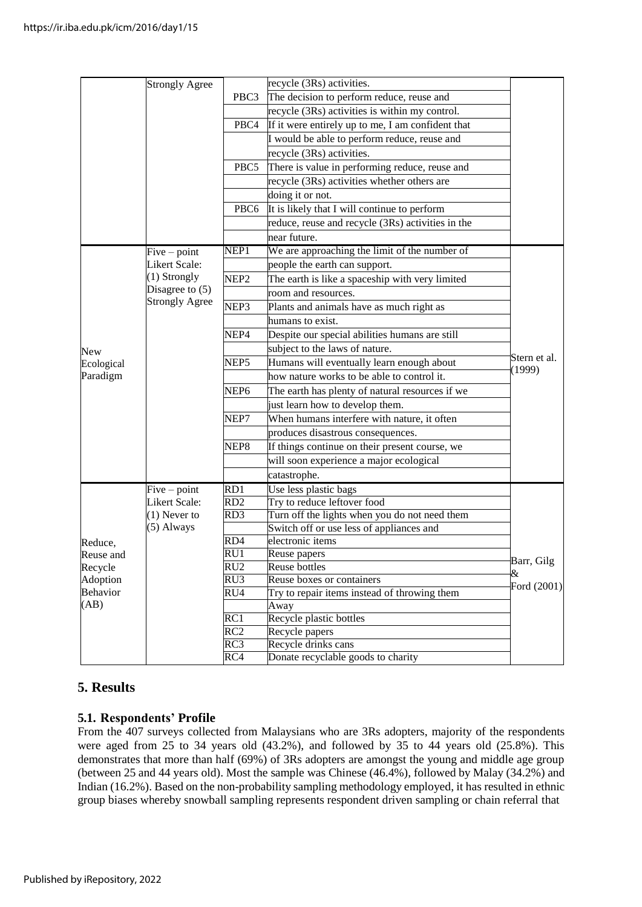| | Strongly Agree | | recycle (3Rs) activities. | |
|---|---|---|---|---|
| | | PBC3 | The decision to perform reduce, reuse and recycle (3Rs) activities is within my control. | |
| | | PBC4 | If it were entirely up to me, I am confident that I would be able to perform reduce, reuse and recycle (3Rs) activities. | |
| | | PBC5 | There is value in performing reduce, reuse and recycle (3Rs) activities whether others are doing it or not. | |
| | | PBC6 | It is likely that I will continue to perform reduce, reuse and recycle (3Rs) activities in the near future. | |
| New Ecological Paradigm | Five – point Likert Scale: (1) Strongly Disagree to (5) Strongly Agree | NEP1 | We are approaching the limit of the number of people the earth can support. | Stern et al. (1999) |
| | | NEP2 | The earth is like a spaceship with very limited room and resources. | |
| | | NEP3 | Plants and animals have as much right as humans to exist. | |
| | | NEP4 | Despite our special abilities humans are still subject to the laws of nature. | |
| | | NEP5 | Humans will eventually learn enough about how nature works to be able to control it. | |
| | | NEP6 | The earth has plenty of natural resources if we just learn how to develop them. | |
| | | NEP7 | When humans interfere with nature, it often produces disastrous consequences. | |
| | | NEP8 | If things continue on their present course, we will soon experience a major ecological catastrophe. | |
| Reduce, Reuse and Recycle Adoption Behavior (AB) | Five – point Likert Scale: (1) Never to (5) Always | RD1 | Use less plastic bags | Barr, Gilg & Ford (2001) |
| | | RD2 | Try to reduce leftover food | |
| | | RD3 | Turn off the lights when you do not need them | |
| | | RD4 | Switch off or use less of appliances and electronic items | |
| | | RU1 | Reuse papers | |
| | | RU2 | Reuse bottles | |
| | | RU3 | Reuse boxes or containers | |
| | | RU4 | Try to repair items instead of throwing them Away | |
| | | RC1 | Recycle plastic bottles | |
| | | RC2 | Recycle papers | |
| | | RC3 | Recycle drinks cans | |
| | | RC4 | Donate recyclable goods to charity | |

## 5. Results

### 5.1. Respondents' Profile

From the 407 surveys collected from Malaysians who are 3Rs adopters, majority of the respondents were aged from 25 to 34 years old (43.2%), and followed by 35 to 44 years old (25.8%). This demonstrates that more than half (69%) of 3Rs adopters are amongst the young and middle age group (between 25 and 44 years old). Most the sample was Chinese (46.4%), followed by Malay (34.2%) and Indian (16.2%). Based on the non-probability sampling methodology employed, it has resulted in ethnic group biases whereby snowball sampling represents respondent driven sampling or chain referral that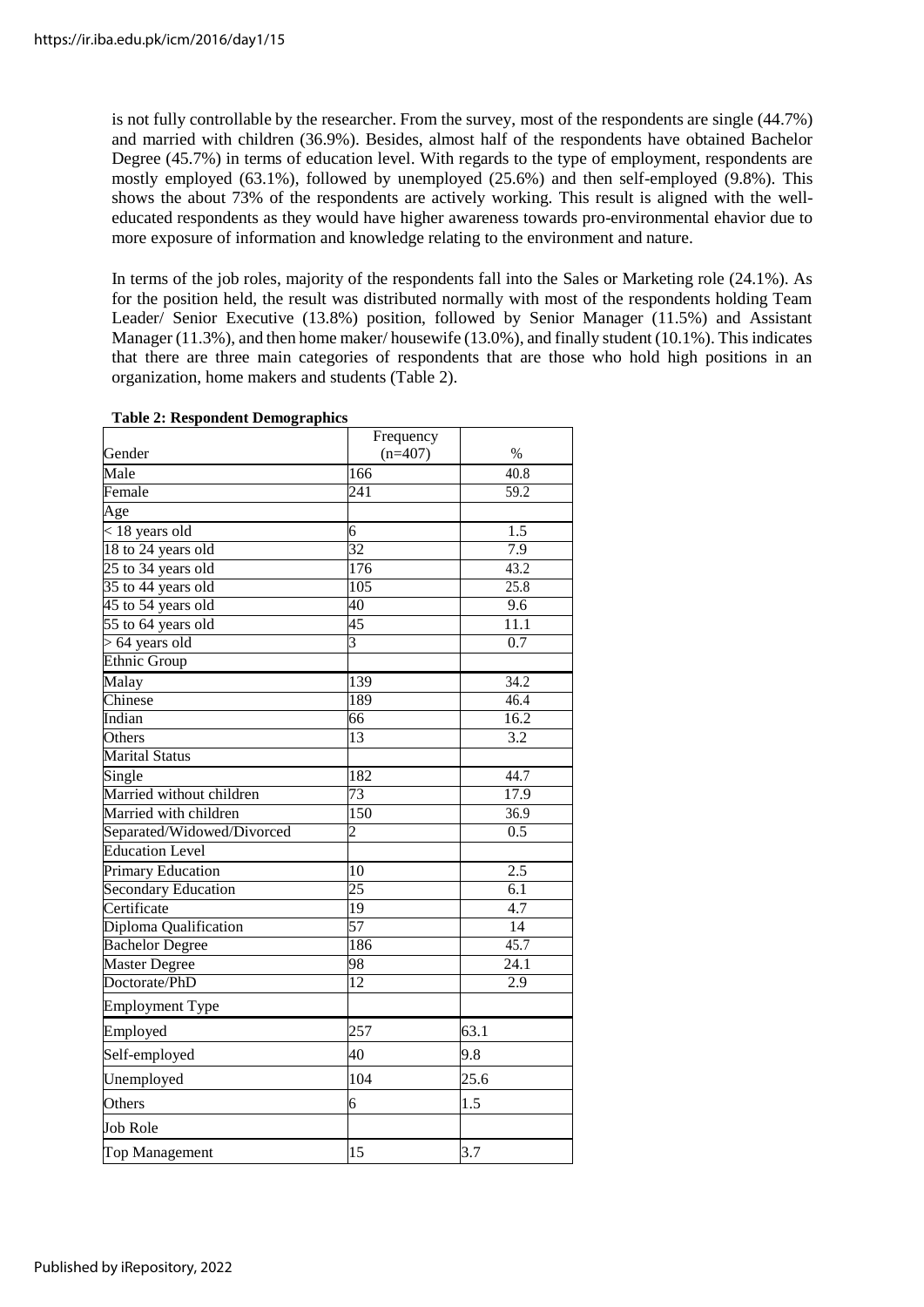is not fully controllable by the researcher. From the survey, most of the respondents are single (44.7%) and married with children (36.9%). Besides, almost half of the respondents have obtained Bachelor Degree (45.7%) in terms of education level. With regards to the type of employment, respondents are mostly employed (63.1%), followed by unemployed (25.6%) and then self-employed (9.8%). This shows the about 73% of the respondents are actively working. This result is aligned with the well-educated respondents as they would have higher awareness towards pro-environmental ehavior due to more exposure of information and knowledge relating to the environment and nature.

In terms of the job roles, majority of the respondents fall into the Sales or Marketing role (24.1%). As for the position held, the result was distributed normally with most of the respondents holding Team Leader/ Senior Executive (13.8%) position, followed by Senior Manager (11.5%) and Assistant Manager (11.3%), and then home maker/ housewife (13.0%), and finally student (10.1%). This indicates that there are three main categories of respondents that are those who hold high positions in an organization, home makers and students (Table 2).

**Table 2: Respondent Demographics**

| Gender | Frequency (n=407) | % |
|---|---|---|
| Male | 166 | 40.8 |
| Female | 241 | 59.2 |
| Age | | |
| < 18 years old | 6 | 1.5 |
| 18 to 24 years old | 32 | 7.9 |
| 25 to 34 years old | 176 | 43.2 |
| 35 to 44 years old | 105 | 25.8 |
| 45 to 54 years old | 40 | 9.6 |
| 55 to 64 years old | 45 | 11.1 |
| > 64 years old | 3 | 0.7 |
| Ethnic Group | | |
| Malay | 139 | 34.2 |
| Chinese | 189 | 46.4 |
| Indian | 66 | 16.2 |
| Others | 13 | 3.2 |
| Marital Status | | |
| Single | 182 | 44.7 |
| Married without children | 73 | 17.9 |
| Married with children | 150 | 36.9 |
| Separated/Widowed/Divorced | 2 | 0.5 |
| Education Level | | |
| Primary Education | 10 | 2.5 |
| Secondary Education | 25 | 6.1 |
| Certificate | 19 | 4.7 |
| Diploma Qualification | 57 | 14 |
| Bachelor Degree | 186 | 45.7 |
| Master Degree | 98 | 24.1 |
| Doctorate/PhD | 12 | 2.9 |
| Employment Type | | |
| Employed | 257 | 63.1 |
| Self-employed | 40 | 9.8 |
| Unemployed | 104 | 25.6 |
| Others | 6 | 1.5 |
| Job Role | | |
| Top Management | 15 | 3.7 |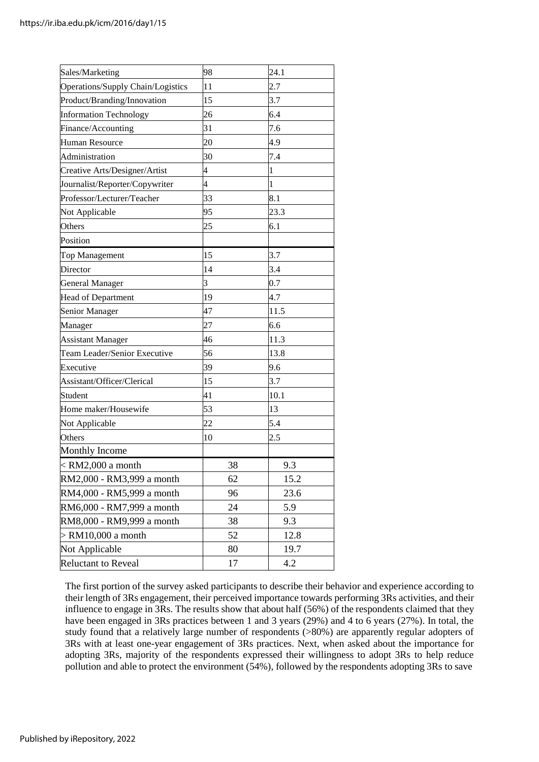| | | |
|---|---|---|
| Sales/Marketing | 98 | 24.1 |
| Operations/Supply Chain/Logistics | 11 | 2.7 |
| Product/Branding/Innovation | 15 | 3.7 |
| Information Technology | 26 | 6.4 |
| Finance/Accounting | 31 | 7.6 |
| Human Resource | 20 | 4.9 |
| Administration | 30 | 7.4 |
| Creative Arts/Designer/Artist | 4 | 1 |
| Journalist/Reporter/Copywriter | 4 | 1 |
| Professor/Lecturer/Teacher | 33 | 8.1 |
| Not Applicable | 95 | 23.3 |
| Others | 25 | 6.1 |
| Position | | |
| Top Management | 15 | 3.7 |
| Director | 14 | 3.4 |
| General Manager | 3 | 0.7 |
| Head of Department | 19 | 4.7 |
| Senior Manager | 47 | 11.5 |
| Manager | 27 | 6.6 |
| Assistant Manager | 46 | 11.3 |
| Team Leader/Senior Executive | 56 | 13.8 |
| Executive | 39 | 9.6 |
| Assistant/Officer/Clerical | 15 | 3.7 |
| Student | 41 | 10.1 |
| Home maker/Housewife | 53 | 13 |
| Not Applicable | 22 | 5.4 |
| Others | 10 | 2.5 |
| Monthly Income | | |
| < RM2,000 a month | 38 | 9.3 |
| RM2,000 - RM3,999 a month | 62 | 15.2 |
| RM4,000 - RM5,999 a month | 96 | 23.6 |
| RM6,000 - RM7,999 a month | 24 | 5.9 |
| RM8,000 - RM9,999 a month | 38 | 9.3 |
| > RM10,000 a month | 52 | 12.8 |
| Not Applicable | 80 | 19.7 |
| Reluctant to Reveal | 17 | 4.2 |

The first portion of the survey asked participants to describe their behavior and experience according to their length of 3Rs engagement, their perceived importance towards performing 3Rs activities, and their influence to engage in 3Rs. The results show that about half (56%) of the respondents claimed that they have been engaged in 3Rs practices between 1 and 3 years (29%) and 4 to 6 years (27%). In total, the study found that a relatively large number of respondents (>80%) are apparently regular adopters of 3Rs with at least one-year engagement of 3Rs practices. Next, when asked about the importance for adopting 3Rs, majority of the respondents expressed their willingness to adopt 3Rs to help reduce pollution and able to protect the environment (54%), followed by the respondents adopting 3Rs to save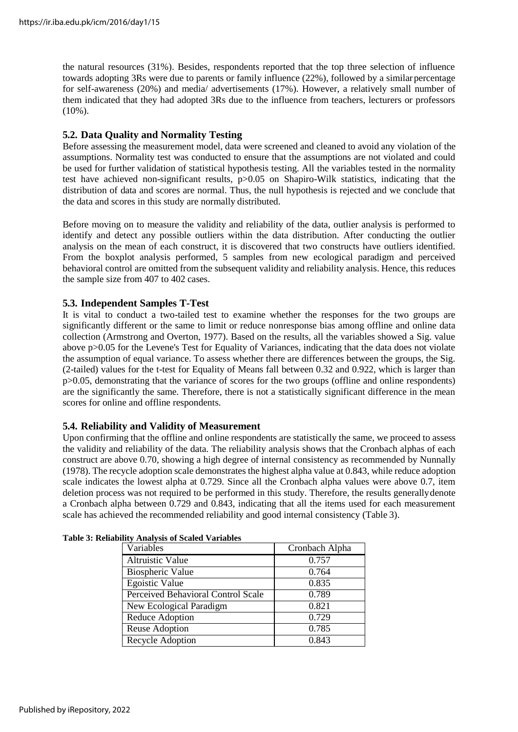the natural resources (31%). Besides, respondents reported that the top three selection of influence towards adopting 3Rs were due to parents or family influence (22%), followed by a similar percentage for self-awareness (20%) and media/ advertisements (17%). However, a relatively small number of them indicated that they had adopted 3Rs due to the influence from teachers, lecturers or professors (10%).

### 5.2. Data Quality and Normality Testing

Before assessing the measurement model, data were screened and cleaned to avoid any violation of the assumptions. Normality test was conducted to ensure that the assumptions are not violated and could be used for further validation of statistical hypothesis testing. All the variables tested in the normality test have achieved non-significant results, $p>0.05$ on Shapiro-Wilk statistics, indicating that the distribution of data and scores are normal. Thus, the null hypothesis is rejected and we conclude that the data and scores in this study are normally distributed.

Before moving on to measure the validity and reliability of the data, outlier analysis is performed to identify and detect any possible outliers within the data distribution. After conducting the outlier analysis on the mean of each construct, it is discovered that two constructs have outliers identified. From the boxplot analysis performed, 5 samples from new ecological paradigm and perceived behavioral control are omitted from the subsequent validity and reliability analysis. Hence, this reduces the sample size from 407 to 402 cases.

### 5.3. Independent Samples T-Test

It is vital to conduct a two-tailed test to examine whether the responses for the two groups are significantly different or the same to limit or reduce nonresponse bias among offline and online data collection (Armstrong and Overton, 1977). Based on the results, all the variables showed a Sig. value above $p>0.05$ for the Levene's Test for Equality of Variances, indicating that the data does not violate the assumption of equal variance. To assess whether there are differences between the groups, the Sig. (2-tailed) values for the t-test for Equality of Means fall between 0.32 and 0.922, which is larger than $p>0.05$, demonstrating that the variance of scores for the two groups (offline and online respondents) are the significantly the same. Therefore, there is not a statistically significant difference in the mean scores for online and offline respondents.

### 5.4. Reliability and Validity of Measurement

Upon confirming that the offline and online respondents are statistically the same, we proceed to assess the validity and reliability of the data. The reliability analysis shows that the Cronbach alphas of each construct are above 0.70, showing a high degree of internal consistency as recommended by Nunnally (1978). The recycle adoption scale demonstrates the highest alpha value at 0.843, while reduce adoption scale indicates the lowest alpha at 0.729. Since all the Cronbach alpha values were above 0.7, item deletion process was not required to be performed in this study. Therefore, the results generally denote a Cronbach alpha between 0.729 and 0.843, indicating that all the items used for each measurement scale has achieved the recommended reliability and good internal consistency (Table 3).

**Table 3: Reliability Analysis of Scaled Variables**

| Variables | Cronbach Alpha |
|---|---|
| Altruistic Value | 0.757 |
| Biospheric Value | 0.764 |
| Egoistic Value | 0.835 |
| Perceived Behavioral Control Scale | 0.789 |
| New Ecological Paradigm | 0.821 |
| Reduce Adoption | 0.729 |
| Reuse Adoption | 0.785 |
| Recycle Adoption | 0.843 |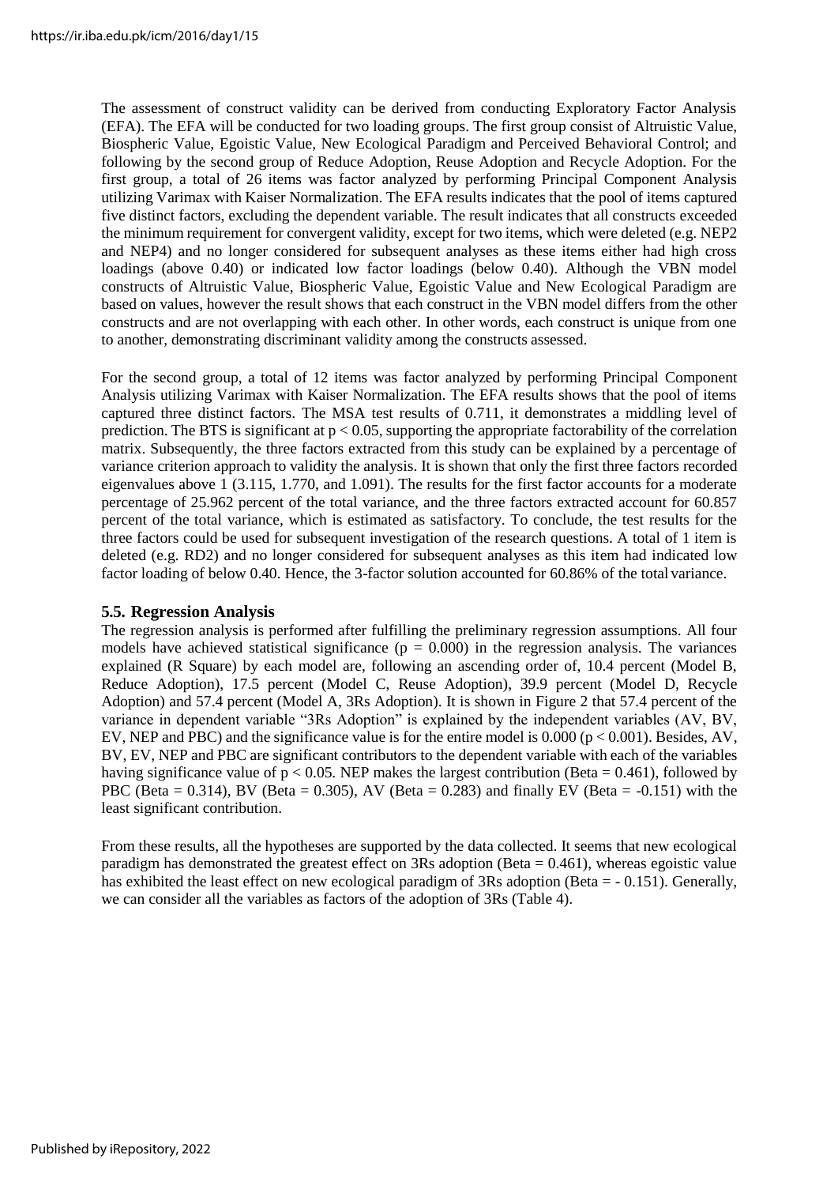The assessment of construct validity can be derived from conducting Exploratory Factor Analysis (EFA). The EFA will be conducted for two loading groups. The first group consist of Altruistic Value, Biospheric Value, Egoistic Value, New Ecological Paradigm and Perceived Behavioral Control; and following by the second group of Reduce Adoption, Reuse Adoption and Recycle Adoption. For the first group, a total of 26 items was factor analyzed by performing Principal Component Analysis utilizing Varimax with Kaiser Normalization. The EFA results indicates that the pool of items captured five distinct factors, excluding the dependent variable. The result indicates that all constructs exceeded the minimum requirement for convergent validity, except for two items, which were deleted (e.g. NEP2 and NEP4) and no longer considered for subsequent analyses as these items either had high cross loadings (above 0.40) or indicated low factor loadings (below 0.40). Although the VBN model constructs of Altruistic Value, Biospheric Value, Egoistic Value and New Ecological Paradigm are based on values, however the result shows that each construct in the VBN model differs from the other constructs and are not overlapping with each other. In other words, each construct is unique from one to another, demonstrating discriminant validity among the constructs assessed.

For the second group, a total of 12 items was factor analyzed by performing Principal Component Analysis utilizing Varimax with Kaiser Normalization. The EFA results shows that the pool of items captured three distinct factors. The MSA test results of 0.711, it demonstrates a middling level of prediction. The BTS is significant at $p < 0.05$, supporting the appropriate factorability of the correlation matrix. Subsequently, the three factors extracted from this study can be explained by a percentage of variance criterion approach to validity the analysis. It is shown that only the first three factors recorded eigenvalues above 1 (3.115, 1.770, and 1.091). The results for the first factor accounts for a moderate percentage of 25.962 percent of the total variance, and the three factors extracted account for 60.857 percent of the total variance, which is estimated as satisfactory. To conclude, the test results for the three factors could be used for subsequent investigation of the research questions. A total of 1 item is deleted (e.g. RD2) and no longer considered for subsequent analyses as this item had indicated low factor loading of below 0.40. Hence, the 3-factor solution accounted for 60.86% of the total variance.

### 5.5. Regression Analysis

The regression analysis is performed after fulfilling the preliminary regression assumptions. All four models have achieved statistical significance ($p = 0.000$) in the regression analysis. The variances explained (R Square) by each model are, following an ascending order of, 10.4 percent (Model B, Reduce Adoption), 17.5 percent (Model C, Reuse Adoption), 39.9 percent (Model D, Recycle Adoption) and 57.4 percent (Model A, 3Rs Adoption). It is shown in Figure 2 that 57.4 percent of the variance in dependent variable "3Rs Adoption" is explained by the independent variables (AV, BV, EV, NEP and PBC) and the significance value is for the entire model is 0.000 ($p < 0.001$). Besides, AV, BV, EV, NEP and PBC are significant contributors to the dependent variable with each of the variables having significance value of $p < 0.05$. NEP makes the largest contribution (Beta = 0.461), followed by PBC (Beta = 0.314), BV (Beta = 0.305), AV (Beta = 0.283) and finally EV (Beta = -0.151) with the least significant contribution.

From these results, all the hypotheses are supported by the data collected. It seems that new ecological paradigm has demonstrated the greatest effect on 3Rs adoption (Beta = 0.461), whereas egoistic value has exhibited the least effect on new ecological paradigm of 3Rs adoption (Beta = - 0.151). Generally, we can consider all the variables as factors of the adoption of 3Rs (Table 4).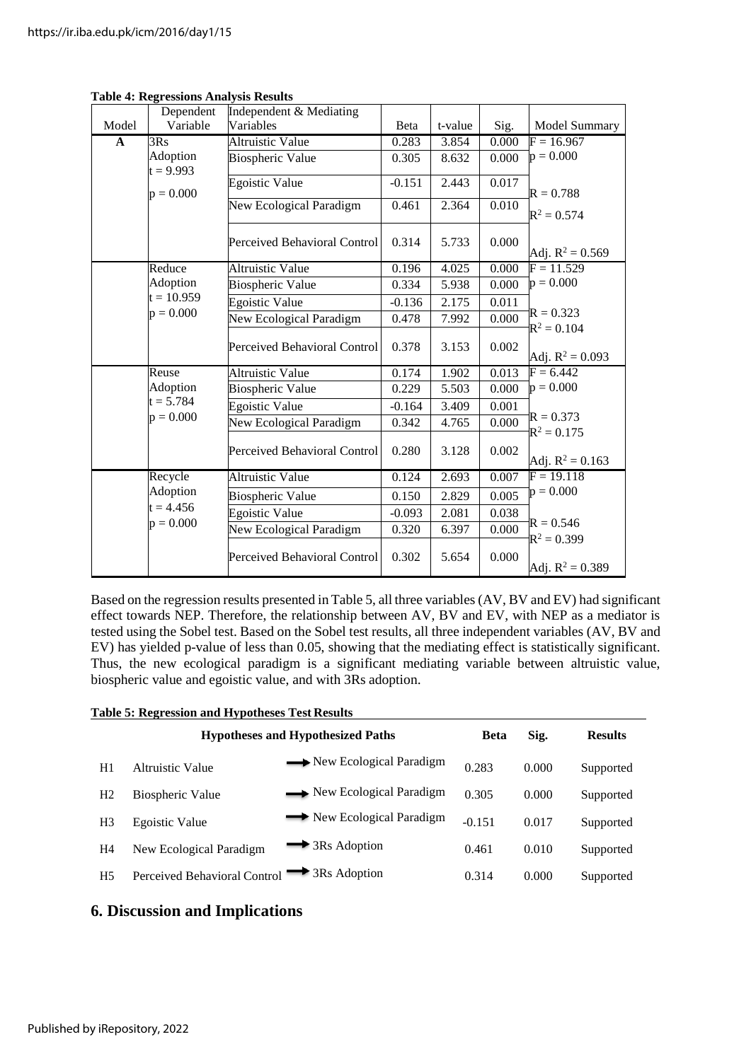**Table 4: Regressions Analysis Results**

| Model | Dependent Variable | Independent & Mediating Variables | Beta | t-value | Sig. | Model Summary |
|---|---|---|---|---|---|---|
| **A** | 3Rs Adoption $t = 9.993$ $p = 0.000$ | Altruistic Value | 0.283 | 3.854 | 0.000 | $F = 16.967$ |
| | | Biospheric Value | 0.305 | 8.632 | 0.000 | $p = 0.000$ |
| | | Egoistic Value | -0.151 | 2.443 | 0.017 | $R = 0.788$ |
| | | New Ecological Paradigm | 0.461 | 2.364 | 0.010 | $R^2 = 0.574$ |
| | | Perceived Behavioral Control | 0.314 | 5.733 | 0.000 | Adj. $R^2 = 0.569$ |
| | Reduce Adoption $t = 10.959$ $p = 0.000$ | Altruistic Value | 0.196 | 4.025 | 0.000 | $F = 11.529$ |
| | | Biospheric Value | 0.334 | 5.938 | 0.000 | $p = 0.000$ |
| | | Egoistic Value | -0.136 | 2.175 | 0.011 | $R = 0.323$ |
| | | New Ecological Paradigm | 0.478 | 7.992 | 0.000 | $R^2 = 0.104$ |
| | | Perceived Behavioral Control | 0.378 | 3.153 | 0.002 | Adj. $R^2 = 0.093$ |
| | Reuse Adoption $t = 5.784$ $p = 0.000$ | Altruistic Value | 0.174 | 1.902 | 0.013 | $F = 6.442$ |
| | | Biospheric Value | 0.229 | 5.503 | 0.000 | $p = 0.000$ |
| | | Egoistic Value | -0.164 | 3.409 | 0.001 | $R = 0.373$ |
| | | New Ecological Paradigm | 0.342 | 4.765 | 0.000 | $R^2 = 0.175$ |
| | | Perceived Behavioral Control | 0.280 | 3.128 | 0.002 | Adj. $R^2 = 0.163$ |
| | Recycle Adoption $t = 4.456$ $p = 0.000$ | Altruistic Value | 0.124 | 2.693 | 0.007 | $F = 19.118$ |
| | | Biospheric Value | 0.150 | 2.829 | 0.005 | $p = 0.000$ |
| | | Egoistic Value | -0.093 | 2.081 | 0.038 | $R = 0.546$ |
| | | New Ecological Paradigm | 0.320 | 6.397 | 0.000 | $R^2 = 0.399$ |
| | | Perceived Behavioral Control | 0.302 | 5.654 | 0.000 | Adj. $R^2 = 0.389$ |

Based on the regression results presented in Table 5, all three variables (AV, BV and EV) had significant effect towards NEP. Therefore, the relationship between AV, BV and EV, with NEP as a mediator is tested using the Sobel test. Based on the Sobel test results, all three independent variables (AV, BV and EV) has yielded p-value of less than 0.05, showing that the mediating effect is statistically significant. Thus, the new ecological paradigm is a significant mediating variable between altruistic value, biospheric value and egoistic value, and with 3Rs adoption.

**Table 5: Regression and Hypotheses Test Results**

| | Hypotheses and Hypothesized Paths | | Beta | Sig. | Results |
|---|---|---|---|---|---|
| H1 | Altruistic Value | → New Ecological Paradigm | 0.283 | 0.000 | Supported |
| H2 | Biospheric Value | → New Ecological Paradigm | 0.305 | 0.000 | Supported |
| H3 | Egoistic Value | → New Ecological Paradigm | -0.151 | 0.017 | Supported |
| H4 | New Ecological Paradigm | → 3Rs Adoption | 0.461 | 0.010 | Supported |
| H5 | Perceived Behavioral Control | → 3Rs Adoption | 0.314 | 0.000 | Supported |

## 6. Discussion and Implications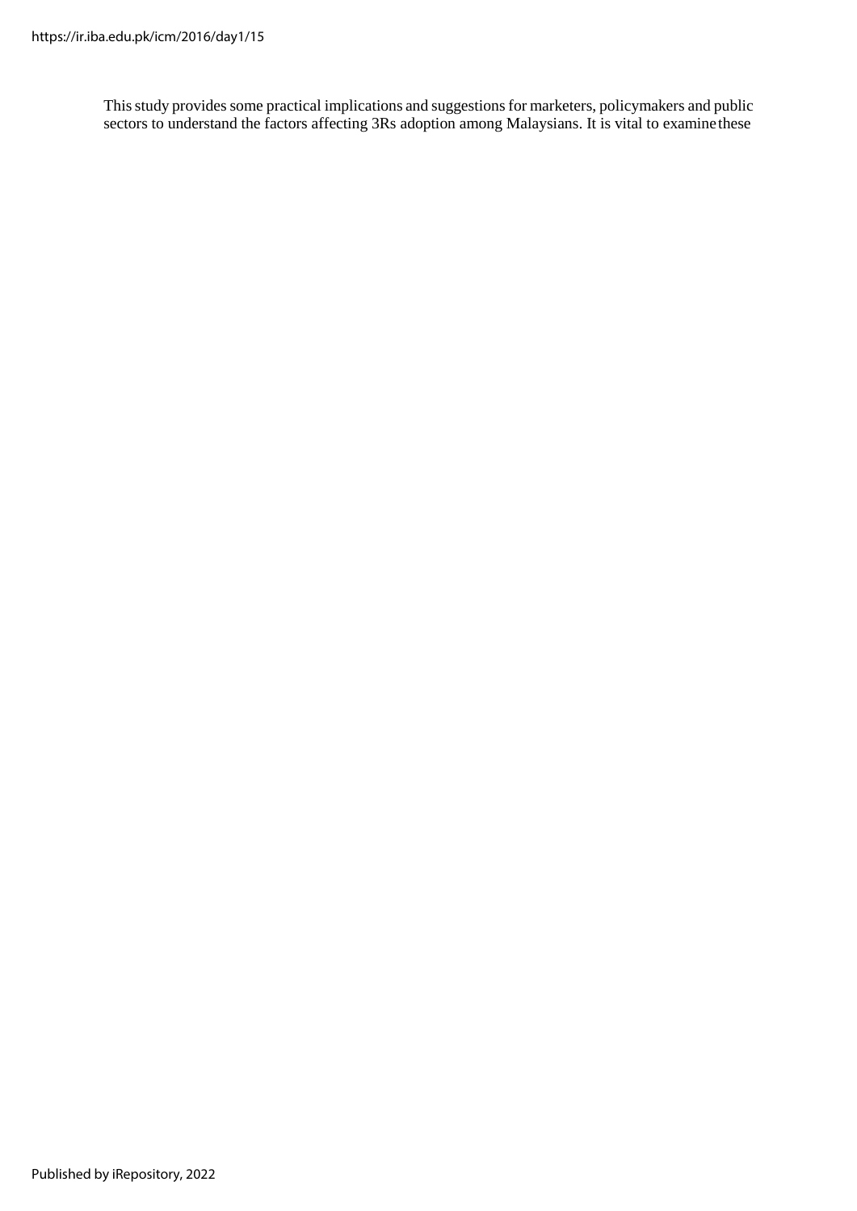This study provides some practical implications and suggestions for marketers, policymakers and public sectors to understand the factors affecting 3Rs adoption among Malaysians. It is vital to examine these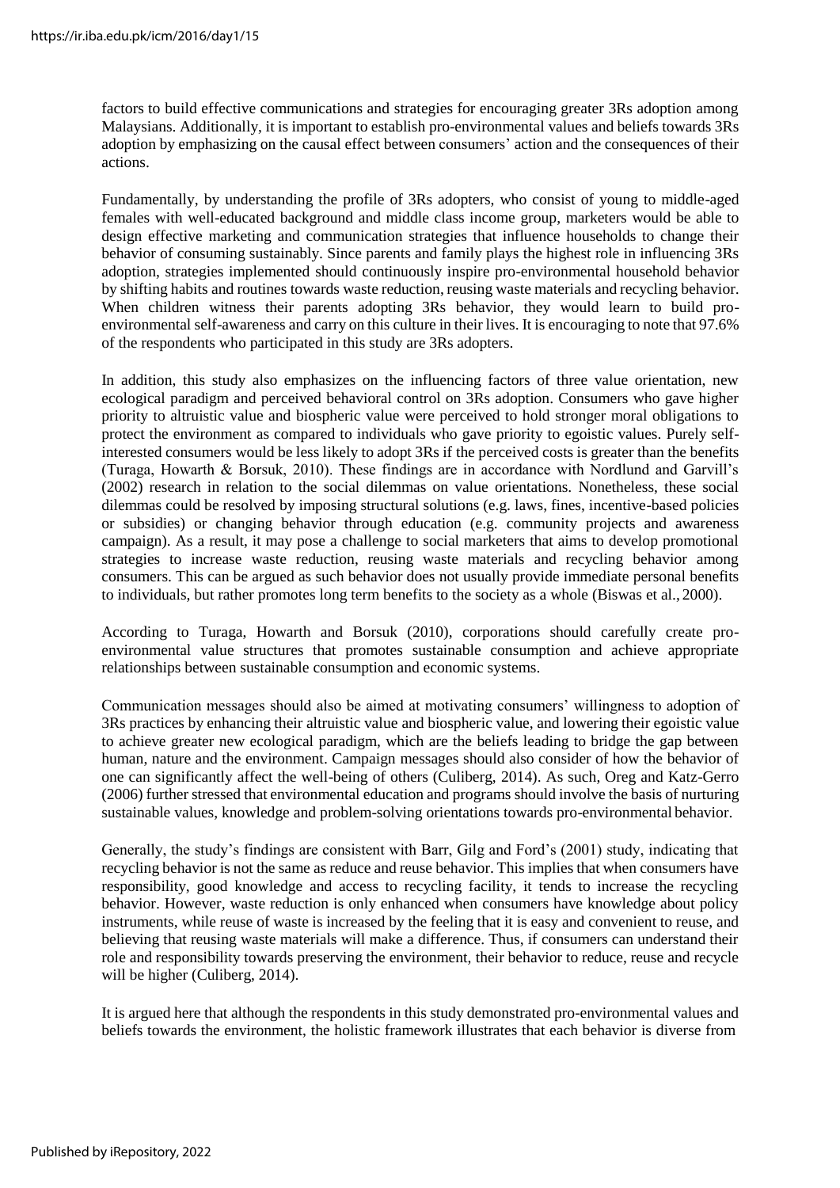factors to build effective communications and strategies for encouraging greater 3Rs adoption among Malaysians. Additionally, it is important to establish pro-environmental values and beliefs towards 3Rs adoption by emphasizing on the causal effect between consumers' action and the consequences of their actions.

Fundamentally, by understanding the profile of 3Rs adopters, who consist of young to middle-aged females with well-educated background and middle class income group, marketers would be able to design effective marketing and communication strategies that influence households to change their behavior of consuming sustainably. Since parents and family plays the highest role in influencing 3Rs adoption, strategies implemented should continuously inspire pro-environmental household behavior by shifting habits and routines towards waste reduction, reusing waste materials and recycling behavior. When children witness their parents adopting 3Rs behavior, they would learn to build pro-environmental self-awareness and carry on this culture in their lives. It is encouraging to note that 97.6% of the respondents who participated in this study are 3Rs adopters.

In addition, this study also emphasizes on the influencing factors of three value orientation, new ecological paradigm and perceived behavioral control on 3Rs adoption. Consumers who gave higher priority to altruistic value and biospheric value were perceived to hold stronger moral obligations to protect the environment as compared to individuals who gave priority to egoistic values. Purely self-interested consumers would be less likely to adopt 3Rs if the perceived costs is greater than the benefits (Turaga, Howarth & Borsuk, 2010). These findings are in accordance with Nordlund and Garvill's (2002) research in relation to the social dilemmas on value orientations. Nonetheless, these social dilemmas could be resolved by imposing structural solutions (e.g. laws, fines, incentive-based policies or subsidies) or changing behavior through education (e.g. community projects and awareness campaign). As a result, it may pose a challenge to social marketers that aims to develop promotional strategies to increase waste reduction, reusing waste materials and recycling behavior among consumers. This can be argued as such behavior does not usually provide immediate personal benefits to individuals, but rather promotes long term benefits to the society as a whole (Biswas et al., 2000).

According to Turaga, Howarth and Borsuk (2010), corporations should carefully create pro-environmental value structures that promotes sustainable consumption and achieve appropriate relationships between sustainable consumption and economic systems.

Communication messages should also be aimed at motivating consumers' willingness to adoption of 3Rs practices by enhancing their altruistic value and biospheric value, and lowering their egoistic value to achieve greater new ecological paradigm, which are the beliefs leading to bridge the gap between human, nature and the environment. Campaign messages should also consider of how the behavior of one can significantly affect the well-being of others (Culiberg, 2014). As such, Oreg and Katz-Gerro (2006) further stressed that environmental education and programs should involve the basis of nurturing sustainable values, knowledge and problem-solving orientations towards pro-environmental behavior.

Generally, the study's findings are consistent with Barr, Gilg and Ford's (2001) study, indicating that recycling behavior is not the same as reduce and reuse behavior. This implies that when consumers have responsibility, good knowledge and access to recycling facility, it tends to increase the recycling behavior. However, waste reduction is only enhanced when consumers have knowledge about policy instruments, while reuse of waste is increased by the feeling that it is easy and convenient to reuse, and believing that reusing waste materials will make a difference. Thus, if consumers can understand their role and responsibility towards preserving the environment, their behavior to reduce, reuse and recycle will be higher (Culiberg, 2014).

It is argued here that although the respondents in this study demonstrated pro-environmental values and beliefs towards the environment, the holistic framework illustrates that each behavior is diverse from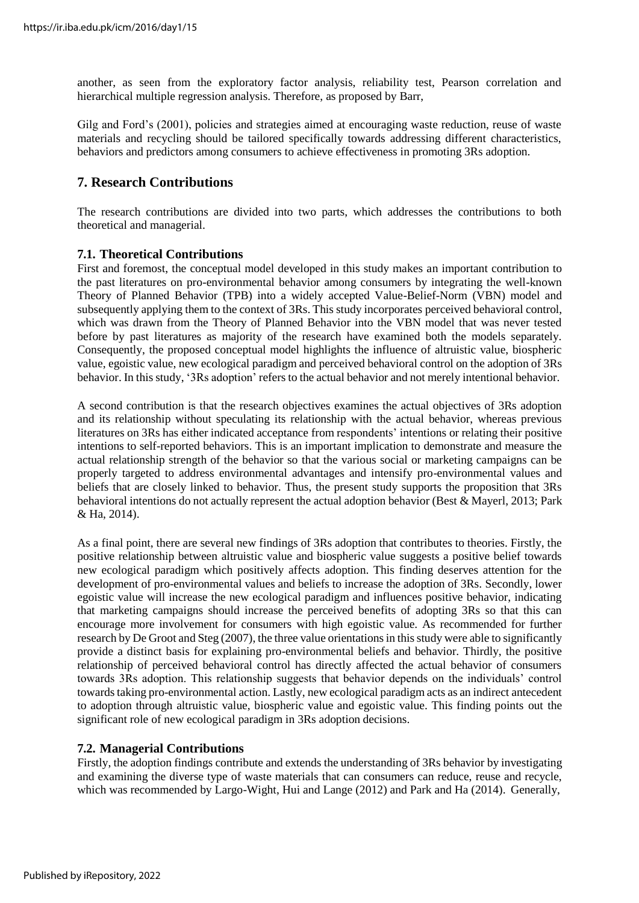another, as seen from the exploratory factor analysis, reliability test, Pearson correlation and hierarchical multiple regression analysis. Therefore, as proposed by Barr,

Gilg and Ford's (2001), policies and strategies aimed at encouraging waste reduction, reuse of waste materials and recycling should be tailored specifically towards addressing different characteristics, behaviors and predictors among consumers to achieve effectiveness in promoting 3Rs adoption.

## 7. Research Contributions

The research contributions are divided into two parts, which addresses the contributions to both theoretical and managerial.

### 7.1. Theoretical Contributions

First and foremost, the conceptual model developed in this study makes an important contribution to the past literatures on pro-environmental behavior among consumers by integrating the well-known Theory of Planned Behavior (TPB) into a widely accepted Value-Belief-Norm (VBN) model and subsequently applying them to the context of 3Rs. This study incorporates perceived behavioral control, which was drawn from the Theory of Planned Behavior into the VBN model that was never tested before by past literatures as majority of the research have examined both the models separately. Consequently, the proposed conceptual model highlights the influence of altruistic value, biospheric value, egoistic value, new ecological paradigm and perceived behavioral control on the adoption of 3Rs behavior. In this study, '3Rs adoption' refers to the actual behavior and not merely intentional behavior.

A second contribution is that the research objectives examines the actual objectives of 3Rs adoption and its relationship without speculating its relationship with the actual behavior, whereas previous literatures on 3Rs has either indicated acceptance from respondents' intentions or relating their positive intentions to self-reported behaviors. This is an important implication to demonstrate and measure the actual relationship strength of the behavior so that the various social or marketing campaigns can be properly targeted to address environmental advantages and intensify pro-environmental values and beliefs that are closely linked to behavior. Thus, the present study supports the proposition that 3Rs behavioral intentions do not actually represent the actual adoption behavior (Best & Mayerl, 2013; Park & Ha, 2014).

As a final point, there are several new findings of 3Rs adoption that contributes to theories. Firstly, the positive relationship between altruistic value and biospheric value suggests a positive belief towards new ecological paradigm which positively affects adoption. This finding deserves attention for the development of pro-environmental values and beliefs to increase the adoption of 3Rs. Secondly, lower egoistic value will increase the new ecological paradigm and influences positive behavior, indicating that marketing campaigns should increase the perceived benefits of adopting 3Rs so that this can encourage more involvement for consumers with high egoistic value. As recommended for further research by De Groot and Steg (2007), the three value orientations in this study were able to significantly provide a distinct basis for explaining pro-environmental beliefs and behavior. Thirdly, the positive relationship of perceived behavioral control has directly affected the actual behavior of consumers towards 3Rs adoption. This relationship suggests that behavior depends on the individuals' control towards taking pro-environmental action. Lastly, new ecological paradigm acts as an indirect antecedent to adoption through altruistic value, biospheric value and egoistic value. This finding points out the significant role of new ecological paradigm in 3Rs adoption decisions.

### 7.2. Managerial Contributions

Firstly, the adoption findings contribute and extends the understanding of 3Rs behavior by investigating and examining the diverse type of waste materials that can consumers can reduce, reuse and recycle, which was recommended by Largo-Wight, Hui and Lange (2012) and Park and Ha (2014). Generally,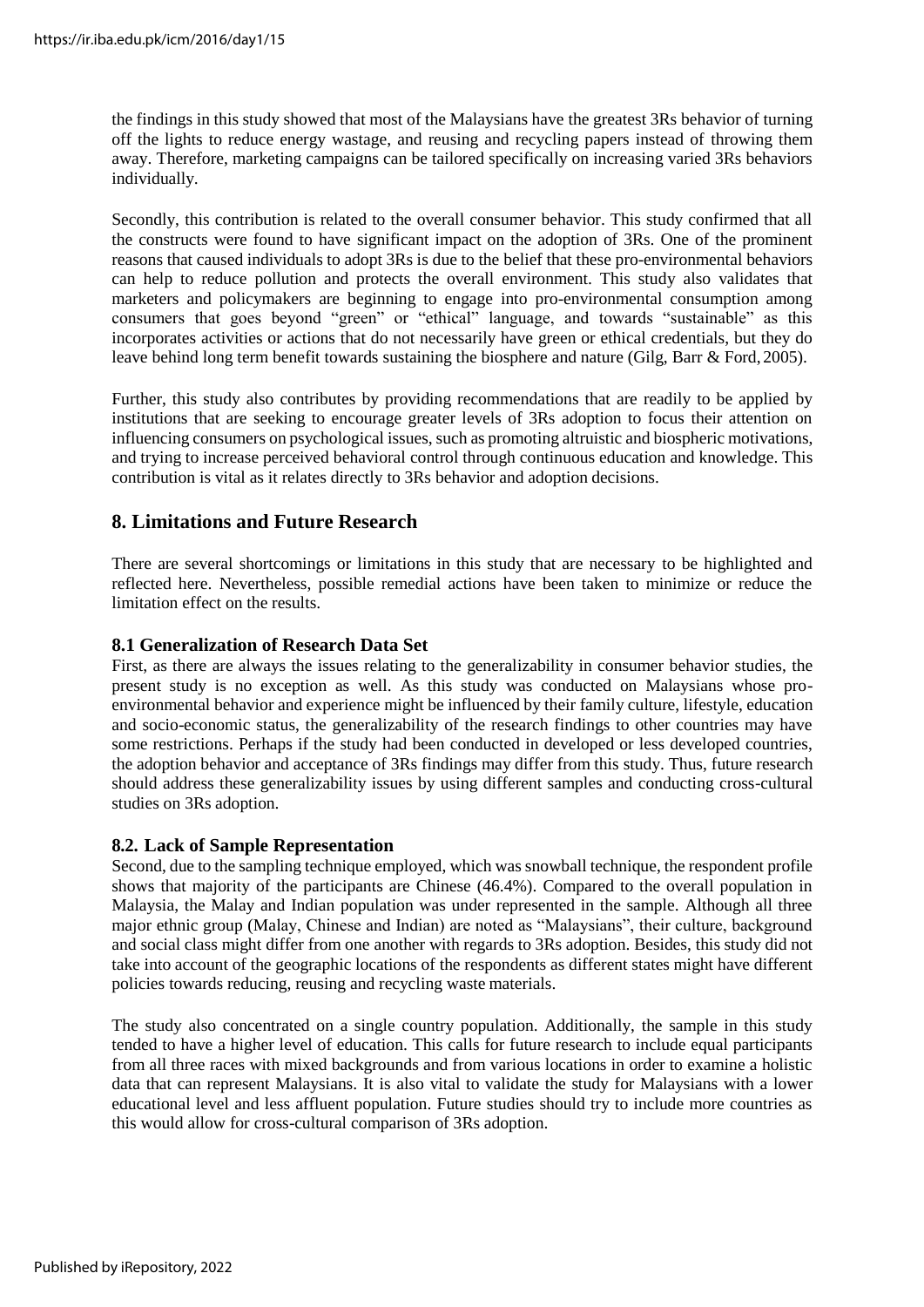the findings in this study showed that most of the Malaysians have the greatest 3Rs behavior of turning off the lights to reduce energy wastage, and reusing and recycling papers instead of throwing them away. Therefore, marketing campaigns can be tailored specifically on increasing varied 3Rs behaviors individually.

Secondly, this contribution is related to the overall consumer behavior. This study confirmed that all the constructs were found to have significant impact on the adoption of 3Rs. One of the prominent reasons that caused individuals to adopt 3Rs is due to the belief that these pro-environmental behaviors can help to reduce pollution and protects the overall environment. This study also validates that marketers and policymakers are beginning to engage into pro-environmental consumption among consumers that goes beyond "green" or "ethical" language, and towards "sustainable" as this incorporates activities or actions that do not necessarily have green or ethical credentials, but they do leave behind long term benefit towards sustaining the biosphere and nature (Gilg, Barr & Ford, 2005).

Further, this study also contributes by providing recommendations that are readily to be applied by institutions that are seeking to encourage greater levels of 3Rs adoption to focus their attention on influencing consumers on psychological issues, such as promoting altruistic and biospheric motivations, and trying to increase perceived behavioral control through continuous education and knowledge. This contribution is vital as it relates directly to 3Rs behavior and adoption decisions.

## 8. Limitations and Future Research

There are several shortcomings or limitations in this study that are necessary to be highlighted and reflected here. Nevertheless, possible remedial actions have been taken to minimize or reduce the limitation effect on the results.

### 8.1 Generalization of Research Data Set

First, as there are always the issues relating to the generalizability in consumer behavior studies, the present study is no exception as well. As this study was conducted on Malaysians whose pro-environmental behavior and experience might be influenced by their family culture, lifestyle, education and socio-economic status, the generalizability of the research findings to other countries may have some restrictions. Perhaps if the study had been conducted in developed or less developed countries, the adoption behavior and acceptance of 3Rs findings may differ from this study. Thus, future research should address these generalizability issues by using different samples and conducting cross-cultural studies on 3Rs adoption.

### 8.2. Lack of Sample Representation

Second, due to the sampling technique employed, which was snowball technique, the respondent profile shows that majority of the participants are Chinese (46.4%). Compared to the overall population in Malaysia, the Malay and Indian population was under represented in the sample. Although all three major ethnic group (Malay, Chinese and Indian) are noted as "Malaysians", their culture, background and social class might differ from one another with regards to 3Rs adoption. Besides, this study did not take into account of the geographic locations of the respondents as different states might have different policies towards reducing, reusing and recycling waste materials.

The study also concentrated on a single country population. Additionally, the sample in this study tended to have a higher level of education. This calls for future research to include equal participants from all three races with mixed backgrounds and from various locations in order to examine a holistic data that can represent Malaysians. It is also vital to validate the study for Malaysians with a lower educational level and less affluent population. Future studies should try to include more countries as this would allow for cross-cultural comparison of 3Rs adoption.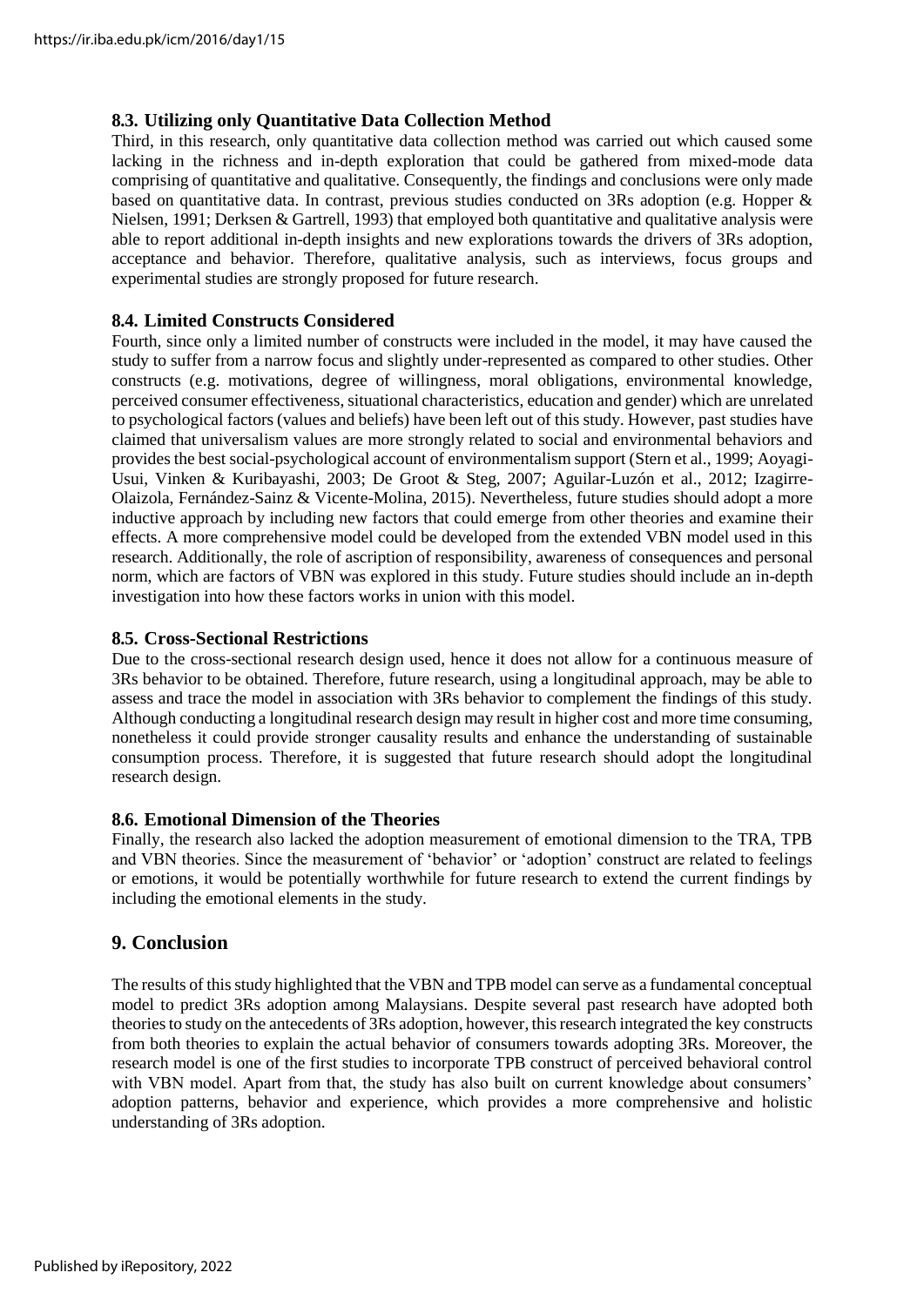### 8.3. Utilizing only Quantitative Data Collection Method

Third, in this research, only quantitative data collection method was carried out which caused some lacking in the richness and in-depth exploration that could be gathered from mixed-mode data comprising of quantitative and qualitative. Consequently, the findings and conclusions were only made based on quantitative data. In contrast, previous studies conducted on 3Rs adoption (e.g. Hopper & Nielsen, 1991; Derksen & Gartrell, 1993) that employed both quantitative and qualitative analysis were able to report additional in-depth insights and new explorations towards the drivers of 3Rs adoption, acceptance and behavior. Therefore, qualitative analysis, such as interviews, focus groups and experimental studies are strongly proposed for future research.

### 8.4. Limited Constructs Considered

Fourth, since only a limited number of constructs were included in the model, it may have caused the study to suffer from a narrow focus and slightly under-represented as compared to other studies. Other constructs (e.g. motivations, degree of willingness, moral obligations, environmental knowledge, perceived consumer effectiveness, situational characteristics, education and gender) which are unrelated to psychological factors (values and beliefs) have been left out of this study. However, past studies have claimed that universalism values are more strongly related to social and environmental behaviors and provides the best social-psychological account of environmentalism support (Stern et al., 1999; Aoyagi-Usui, Vinken & Kuribayashi, 2003; De Groot & Steg, 2007; Aguilar-Luzón et al., 2012; Izagirre-Olaizola, Fernández-Sainz & Vicente-Molina, 2015). Nevertheless, future studies should adopt a more inductive approach by including new factors that could emerge from other theories and examine their effects. A more comprehensive model could be developed from the extended VBN model used in this research. Additionally, the role of ascription of responsibility, awareness of consequences and personal norm, which are factors of VBN was explored in this study. Future studies should include an in-depth investigation into how these factors works in union with this model.

### 8.5. Cross-Sectional Restrictions

Due to the cross-sectional research design used, hence it does not allow for a continuous measure of 3Rs behavior to be obtained. Therefore, future research, using a longitudinal approach, may be able to assess and trace the model in association with 3Rs behavior to complement the findings of this study. Although conducting a longitudinal research design may result in higher cost and more time consuming, nonetheless it could provide stronger causality results and enhance the understanding of sustainable consumption process. Therefore, it is suggested that future research should adopt the longitudinal research design.

### 8.6. Emotional Dimension of the Theories

Finally, the research also lacked the adoption measurement of emotional dimension to the TRA, TPB and VBN theories. Since the measurement of 'behavior' or 'adoption' construct are related to feelings or emotions, it would be potentially worthwhile for future research to extend the current findings by including the emotional elements in the study.

## 9. Conclusion

The results of this study highlighted that the VBN and TPB model can serve as a fundamental conceptual model to predict 3Rs adoption among Malaysians. Despite several past research have adopted both theories to study on the antecedents of 3Rs adoption, however, this research integrated the key constructs from both theories to explain the actual behavior of consumers towards adopting 3Rs. Moreover, the research model is one of the first studies to incorporate TPB construct of perceived behavioral control with VBN model. Apart from that, the study has also built on current knowledge about consumers' adoption patterns, behavior and experience, which provides a more comprehensive and holistic understanding of 3Rs adoption.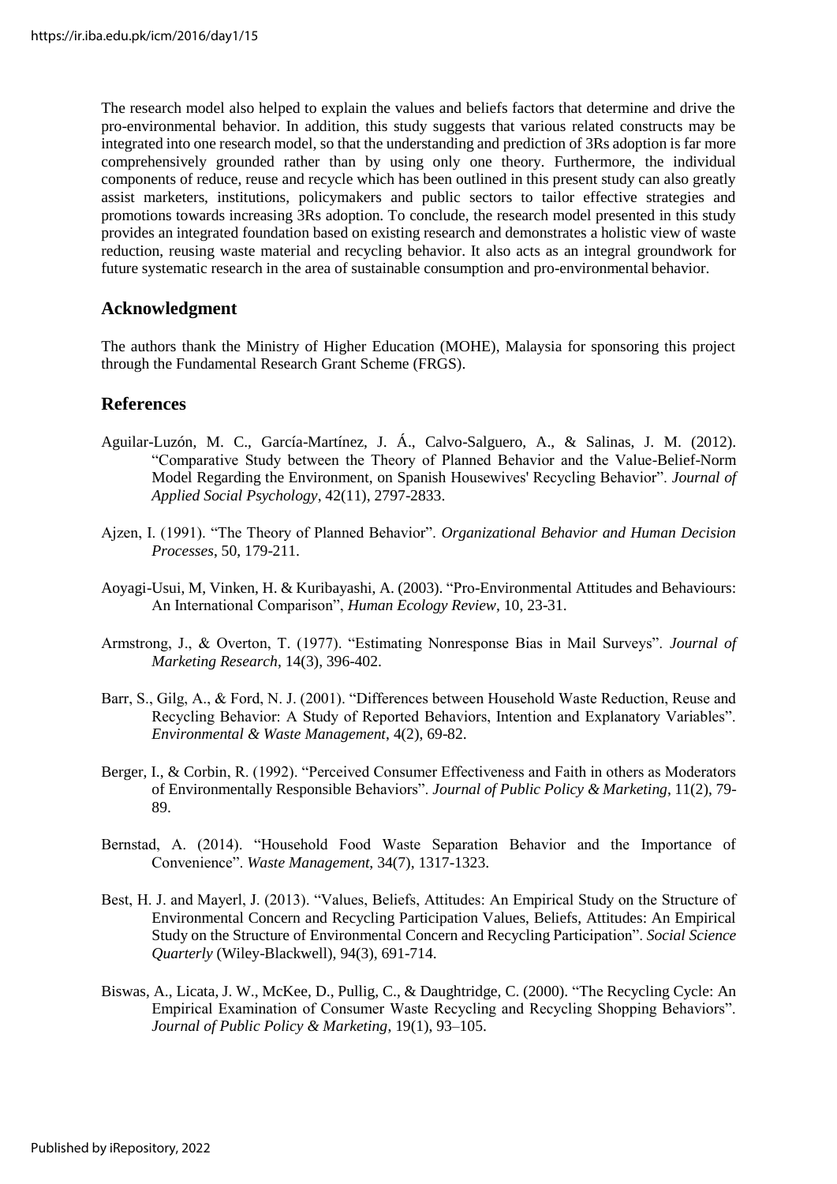The research model also helped to explain the values and beliefs factors that determine and drive the pro-environmental behavior. In addition, this study suggests that various related constructs may be integrated into one research model, so that the understanding and prediction of 3Rs adoption is far more comprehensively grounded rather than by using only one theory. Furthermore, the individual components of reduce, reuse and recycle which has been outlined in this present study can also greatly assist marketers, institutions, policymakers and public sectors to tailor effective strategies and promotions towards increasing 3Rs adoption. To conclude, the research model presented in this study provides an integrated foundation based on existing research and demonstrates a holistic view of waste reduction, reusing waste material and recycling behavior. It also acts as an integral groundwork for future systematic research in the area of sustainable consumption and pro-environmental behavior.

## Acknowledgment

The authors thank the Ministry of Higher Education (MOHE), Malaysia for sponsoring this project through the Fundamental Research Grant Scheme (FRGS).

## References

Aguilar-Luzón, M. C., García-Martínez, J. Á., Calvo-Salguero, A., & Salinas, J. M. (2012). "Comparative Study between the Theory of Planned Behavior and the Value-Belief-Norm Model Regarding the Environment, on Spanish Housewives' Recycling Behavior". *Journal of Applied Social Psychology*, 42(11), 2797-2833.

Ajzen, I. (1991). "The Theory of Planned Behavior". *Organizational Behavior and Human Decision Processes*, 50, 179-211.

Aoyagi-Usui, M, Vinken, H. & Kuribayashi, A. (2003). "Pro-Environmental Attitudes and Behaviours: An International Comparison", *Human Ecology Review*, 10, 23-31.

Armstrong, J., & Overton, T. (1977). "Estimating Nonresponse Bias in Mail Surveys". *Journal of Marketing Research*, 14(3), 396-402.

Barr, S., Gilg, A., & Ford, N. J. (2001). "Differences between Household Waste Reduction, Reuse and Recycling Behavior: A Study of Reported Behaviors, Intention and Explanatory Variables". *Environmental & Waste Management*, 4(2), 69-82.

Berger, I., & Corbin, R. (1992). "Perceived Consumer Effectiveness and Faith in others as Moderators of Environmentally Responsible Behaviors". *Journal of Public Policy & Marketing*, 11(2), 79-89.

Bernstad, A. (2014). "Household Food Waste Separation Behavior and the Importance of Convenience". *Waste Management*, 34(7), 1317-1323.

Best, H. J. and Mayerl, J. (2013). "Values, Beliefs, Attitudes: An Empirical Study on the Structure of Environmental Concern and Recycling Participation Values, Beliefs, Attitudes: An Empirical Study on the Structure of Environmental Concern and Recycling Participation". *Social Science Quarterly* (Wiley-Blackwell), 94(3), 691-714.

Biswas, A., Licata, J. W., McKee, D., Pullig, C., & Daughtridge, C. (2000). "The Recycling Cycle: An Empirical Examination of Consumer Waste Recycling and Recycling Shopping Behaviors". *Journal of Public Policy & Marketing*, 19(1), 93–105.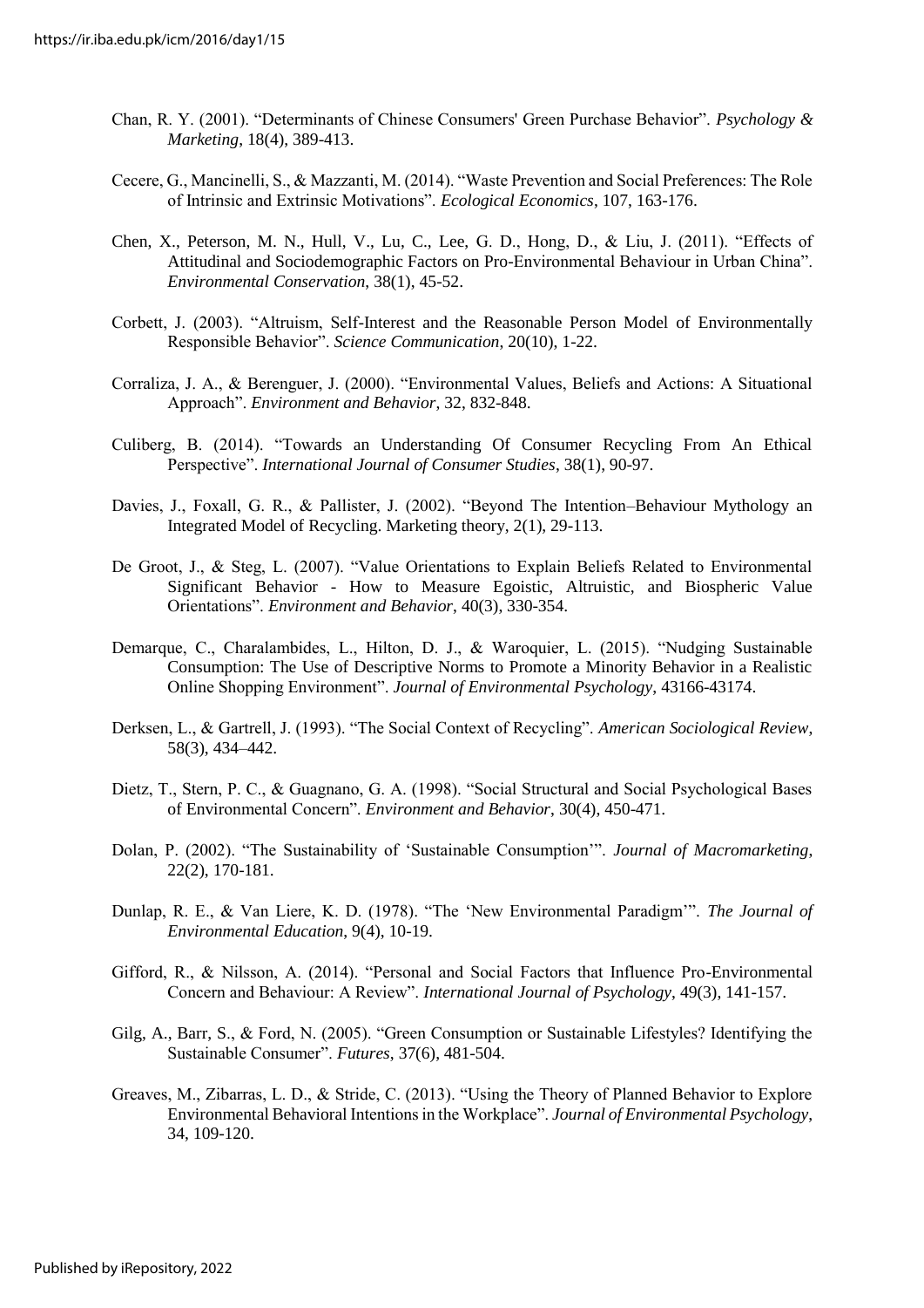Chan, R. Y. (2001). "Determinants of Chinese Consumers' Green Purchase Behavior". *Psychology & Marketing*, 18(4), 389-413.

Cecere, G., Mancinelli, S., & Mazzanti, M. (2014). "Waste Prevention and Social Preferences: The Role of Intrinsic and Extrinsic Motivations". *Ecological Economics*, 107, 163-176.

Chen, X., Peterson, M. N., Hull, V., Lu, C., Lee, G. D., Hong, D., & Liu, J. (2011). "Effects of Attitudinal and Sociodemographic Factors on Pro-Environmental Behaviour in Urban China". *Environmental Conservation*, 38(1), 45-52.

Corbett, J. (2003). "Altruism, Self-Interest and the Reasonable Person Model of Environmentally Responsible Behavior". *Science Communication*, 20(10), 1-22.

Corraliza, J. A., & Berenguer, J. (2000). "Environmental Values, Beliefs and Actions: A Situational Approach". *Environment and Behavior*, 32, 832-848.

Culiberg, B. (2014). "Towards an Understanding Of Consumer Recycling From An Ethical Perspective". *International Journal of Consumer Studies*, 38(1), 90-97.

Davies, J., Foxall, G. R., & Pallister, J. (2002). "Beyond The Intention–Behaviour Mythology an Integrated Model of Recycling. Marketing theory, 2(1), 29-113.

De Groot, J., & Steg, L. (2007). "Value Orientations to Explain Beliefs Related to Environmental Significant Behavior - How to Measure Egoistic, Altruistic, and Biospheric Value Orientations". *Environment and Behavior*, 40(3), 330-354.

Demarque, C., Charalambides, L., Hilton, D. J., & Waroquier, L. (2015). "Nudging Sustainable Consumption: The Use of Descriptive Norms to Promote a Minority Behavior in a Realistic Online Shopping Environment". *Journal of Environmental Psychology*, 43166-43174.

Derksen, L., & Gartrell, J. (1993). "The Social Context of Recycling". *American Sociological Review*, 58(3), 434–442.

Dietz, T., Stern, P. C., & Guagnano, G. A. (1998). "Social Structural and Social Psychological Bases of Environmental Concern". *Environment and Behavior*, 30(4), 450-471.

Dolan, P. (2002). "The Sustainability of 'Sustainable Consumption'". *Journal of Macromarketing*, 22(2), 170-181.

Dunlap, R. E., & Van Liere, K. D. (1978). "The 'New Environmental Paradigm'". *The Journal of Environmental Education*, 9(4), 10-19.

Gifford, R., & Nilsson, A. (2014). "Personal and Social Factors that Influence Pro-Environmental Concern and Behaviour: A Review". *International Journal of Psychology*, 49(3), 141-157.

Gilg, A., Barr, S., & Ford, N. (2005). "Green Consumption or Sustainable Lifestyles? Identifying the Sustainable Consumer". *Futures*, 37(6), 481-504.

Greaves, M., Zibarras, L. D., & Stride, C. (2013). "Using the Theory of Planned Behavior to Explore Environmental Behavioral Intentions in the Workplace". *Journal of Environmental Psychology*, 34, 109-120.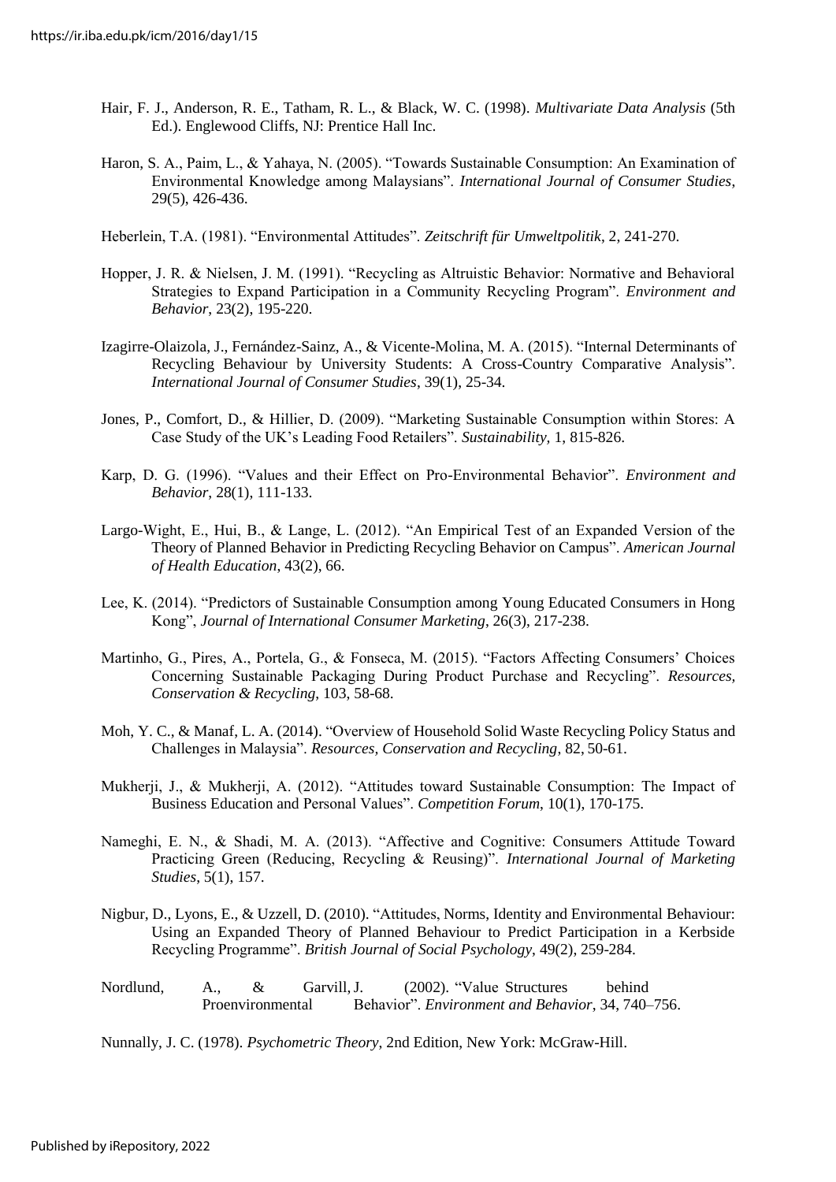Hair, F. J., Anderson, R. E., Tatham, R. L., & Black, W. C. (1998). *Multivariate Data Analysis* (5th Ed.). Englewood Cliffs, NJ: Prentice Hall Inc.

Haron, S. A., Paim, L., & Yahaya, N. (2005). "Towards Sustainable Consumption: An Examination of Environmental Knowledge among Malaysians". *International Journal of Consumer Studies*, 29(5), 426-436.

Heberlein, T.A. (1981). "Environmental Attitudes". *Zeitschrift für Umweltpolitik*, 2, 241-270.

Hopper, J. R. & Nielsen, J. M. (1991). "Recycling as Altruistic Behavior: Normative and Behavioral Strategies to Expand Participation in a Community Recycling Program". *Environment and Behavior*, 23(2), 195-220.

Izagirre-Olaizola, J., Fernández-Sainz, A., & Vicente-Molina, M. A. (2015). "Internal Determinants of Recycling Behaviour by University Students: A Cross-Country Comparative Analysis". *International Journal of Consumer Studies*, 39(1), 25-34.

Jones, P., Comfort, D., & Hillier, D. (2009). "Marketing Sustainable Consumption within Stores: A Case Study of the UK's Leading Food Retailers". *Sustainability*, 1, 815-826.

Karp, D. G. (1996). "Values and their Effect on Pro-Environmental Behavior". *Environment and Behavior*, 28(1), 111-133.

Largo-Wight, E., Hui, B., & Lange, L. (2012). "An Empirical Test of an Expanded Version of the Theory of Planned Behavior in Predicting Recycling Behavior on Campus". *American Journal of Health Education*, 43(2), 66.

Lee, K. (2014). "Predictors of Sustainable Consumption among Young Educated Consumers in Hong Kong", *Journal of International Consumer Marketing*, 26(3), 217-238.

Martinho, G., Pires, A., Portela, G., & Fonseca, M. (2015). "Factors Affecting Consumers' Choices Concerning Sustainable Packaging During Product Purchase and Recycling". *Resources, Conservation & Recycling*, 103, 58-68.

Moh, Y. C., & Manaf, L. A. (2014). "Overview of Household Solid Waste Recycling Policy Status and Challenges in Malaysia". *Resources, Conservation and Recycling*, 82, 50-61.

Mukherji, J., & Mukherji, A. (2012). "Attitudes toward Sustainable Consumption: The Impact of Business Education and Personal Values". *Competition Forum*, 10(1), 170-175.

Nameghi, E. N., & Shadi, M. A. (2013). "Affective and Cognitive: Consumers Attitude Toward Practicing Green (Reducing, Recycling & Reusing)". *International Journal of Marketing Studies*, 5(1), 157.

Nigbur, D., Lyons, E., & Uzzell, D. (2010). "Attitudes, Norms, Identity and Environmental Behaviour: Using an Expanded Theory of Planned Behaviour to Predict Participation in a Kerbside Recycling Programme". *British Journal of Social Psychology*, 49(2), 259-284.

Nordlund, A., & Garvill, J. (2002). "Value Structures behind Proenvironmental Behavior". *Environment and Behavior*, 34, 740–756.

Nunnally, J. C. (1978). *Psychometric Theory*, 2nd Edition, New York: McGraw-Hill.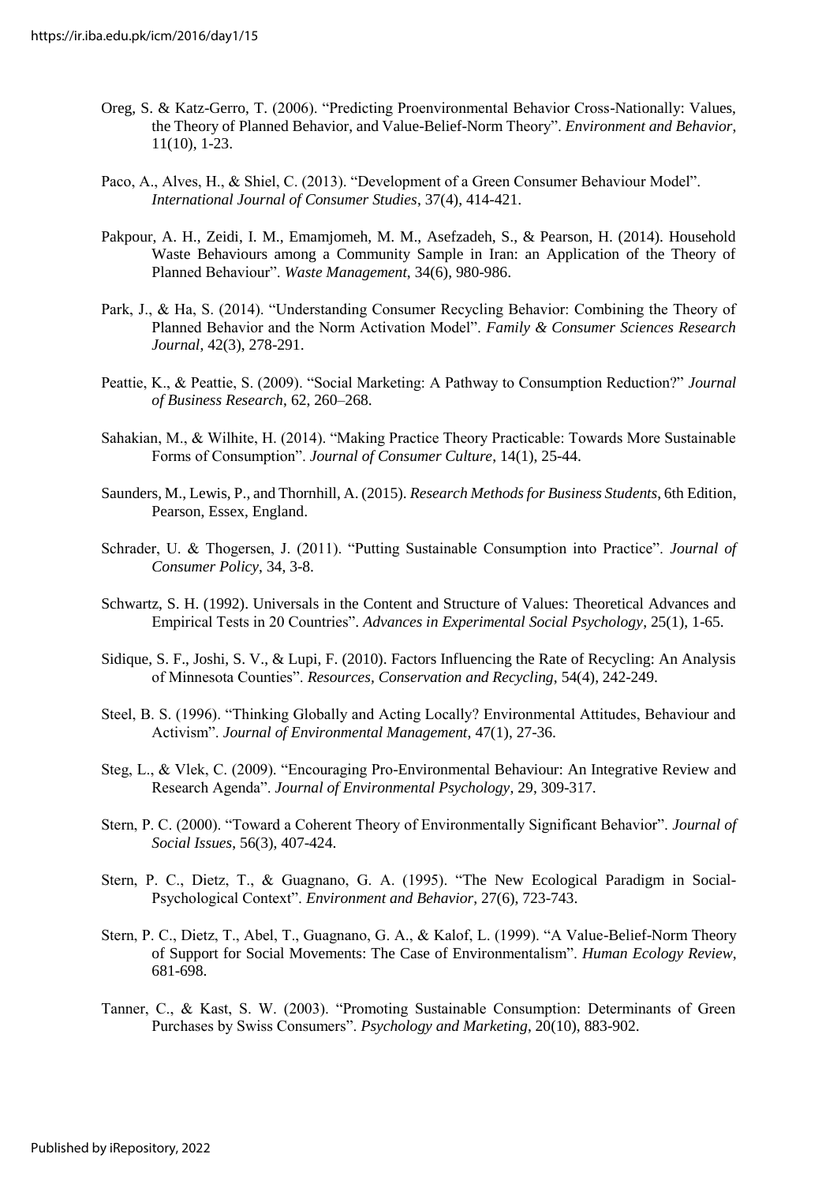Oreg, S. & Katz-Gerro, T. (2006). "Predicting Proenvironmental Behavior Cross-Nationally: Values, the Theory of Planned Behavior, and Value-Belief-Norm Theory". *Environment and Behavior*, 11(10), 1-23.

Paco, A., Alves, H., & Shiel, C. (2013). "Development of a Green Consumer Behaviour Model". *International Journal of Consumer Studies*, 37(4), 414-421.

Pakpour, A. H., Zeidi, I. M., Emamjomeh, M. M., Asefzadeh, S., & Pearson, H. (2014). Household Waste Behaviours among a Community Sample in Iran: an Application of the Theory of Planned Behaviour". *Waste Management*, 34(6), 980-986.

Park, J., & Ha, S. (2014). "Understanding Consumer Recycling Behavior: Combining the Theory of Planned Behavior and the Norm Activation Model". *Family & Consumer Sciences Research Journal*, 42(3), 278-291.

Peattie, K., & Peattie, S. (2009). "Social Marketing: A Pathway to Consumption Reduction?" *Journal of Business Research*, 62, 260–268.

Sahakian, M., & Wilhite, H. (2014). "Making Practice Theory Practicable: Towards More Sustainable Forms of Consumption". *Journal of Consumer Culture*, 14(1), 25-44.

Saunders, M., Lewis, P., and Thornhill, A. (2015). *Research Methods for Business Students*, 6th Edition, Pearson, Essex, England.

Schrader, U. & Thogersen, J. (2011). "Putting Sustainable Consumption into Practice". *Journal of Consumer Policy*, 34, 3-8.

Schwartz, S. H. (1992). Universals in the Content and Structure of Values: Theoretical Advances and Empirical Tests in 20 Countries". *Advances in Experimental Social Psychology*, 25(1), 1-65.

Sidique, S. F., Joshi, S. V., & Lupi, F. (2010). Factors Influencing the Rate of Recycling: An Analysis of Minnesota Counties". *Resources, Conservation and Recycling*, 54(4), 242-249.

Steel, B. S. (1996). "Thinking Globally and Acting Locally? Environmental Attitudes, Behaviour and Activism". *Journal of Environmental Management*, 47(1), 27-36.

Steg, L., & Vlek, C. (2009). "Encouraging Pro-Environmental Behaviour: An Integrative Review and Research Agenda". *Journal of Environmental Psychology*, 29, 309-317.

Stern, P. C. (2000). "Toward a Coherent Theory of Environmentally Significant Behavior". *Journal of Social Issues*, 56(3), 407-424.

Stern, P. C., Dietz, T., & Guagnano, G. A. (1995). "The New Ecological Paradigm in Social-Psychological Context". *Environment and Behavior*, 27(6), 723-743.

Stern, P. C., Dietz, T., Abel, T., Guagnano, G. A., & Kalof, L. (1999). "A Value-Belief-Norm Theory of Support for Social Movements: The Case of Environmentalism". *Human Ecology Review*, 681-698.

Tanner, C., & Kast, S. W. (2003). "Promoting Sustainable Consumption: Determinants of Green Purchases by Swiss Consumers". *Psychology and Marketing*, 20(10), 883-902.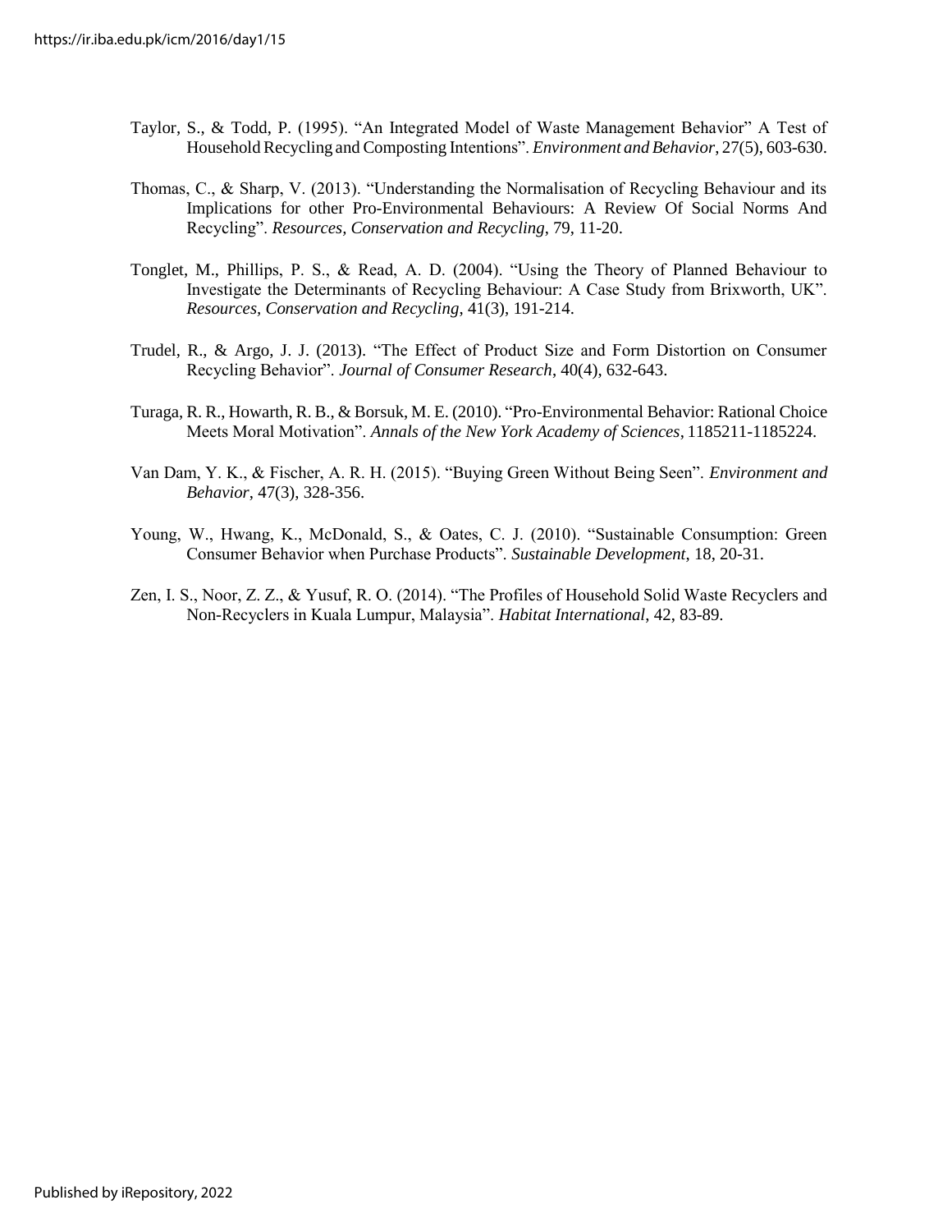Taylor, S., & Todd, P. (1995). "An Integrated Model of Waste Management Behavior" A Test of Household Recycling and Composting Intentions". *Environment and Behavior*, 27(5), 603-630.

Thomas, C., & Sharp, V. (2013). "Understanding the Normalisation of Recycling Behaviour and its Implications for other Pro-Environmental Behaviours: A Review Of Social Norms And Recycling". *Resources, Conservation and Recycling*, 79, 11-20.

Tonglet, M., Phillips, P. S., & Read, A. D. (2004). "Using the Theory of Planned Behaviour to Investigate the Determinants of Recycling Behaviour: A Case Study from Brixworth, UK". *Resources, Conservation and Recycling*, 41(3), 191-214.

Trudel, R., & Argo, J. J. (2013). "The Effect of Product Size and Form Distortion on Consumer Recycling Behavior". *Journal of Consumer Research*, 40(4), 632-643.

Turaga, R. R., Howarth, R. B., & Borsuk, M. E. (2010). "Pro-Environmental Behavior: Rational Choice Meets Moral Motivation". *Annals of the New York Academy of Sciences*, 1185211-1185224.

Van Dam, Y. K., & Fischer, A. R. H. (2015). "Buying Green Without Being Seen". *Environment and Behavior*, 47(3), 328-356.

Young, W., Hwang, K., McDonald, S., & Oates, C. J. (2010). "Sustainable Consumption: Green Consumer Behavior when Purchase Products". *Sustainable Development*, 18, 20-31.

Zen, I. S., Noor, Z. Z., & Yusuf, R. O. (2014). "The Profiles of Household Solid Waste Recyclers and Non-Recyclers in Kuala Lumpur, Malaysia". *Habitat International*, 42, 83-89.